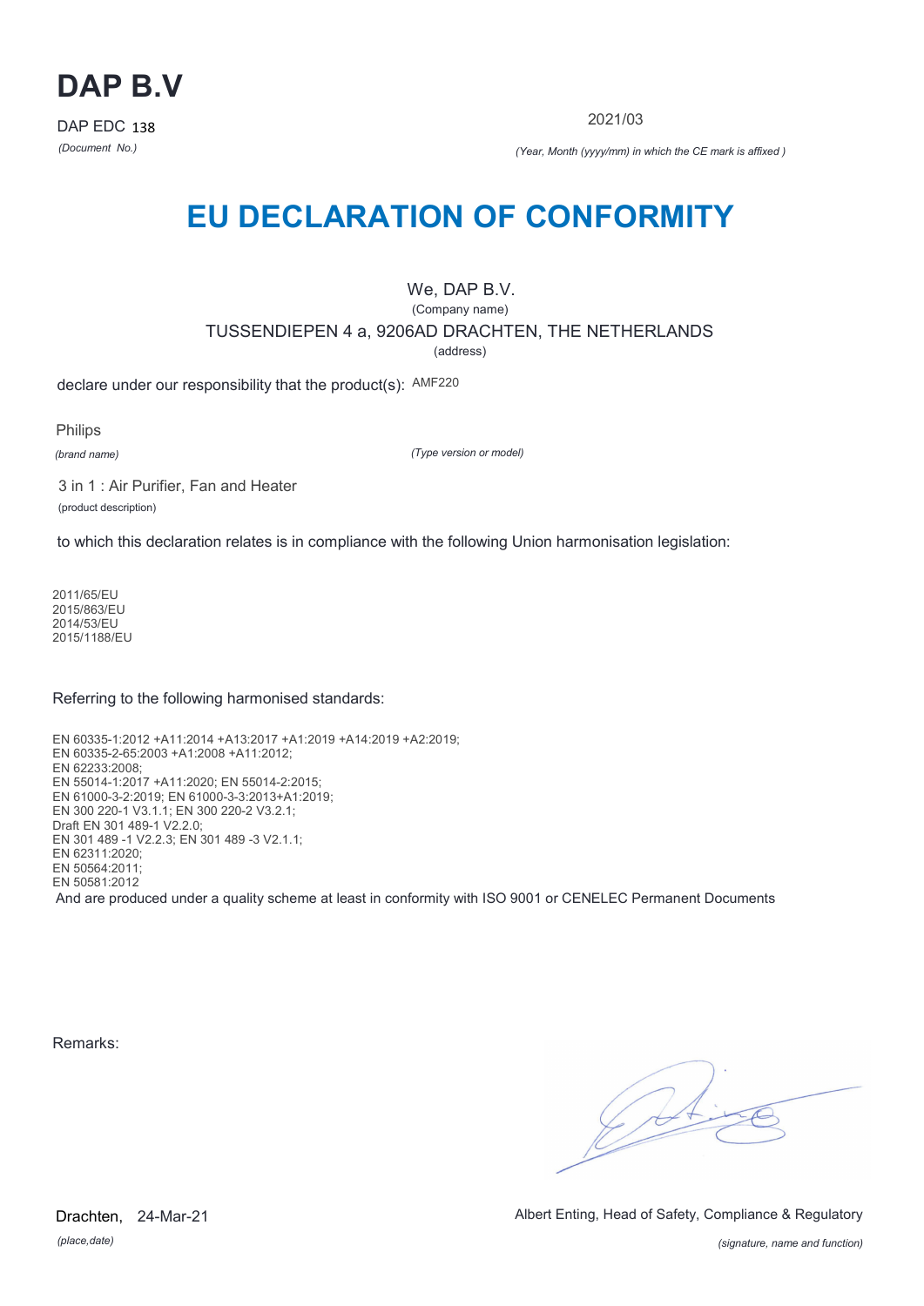# DAP B.V

DAP EDC 138

*(Document No.)*

2021/03

*(Year, Month (yyyy/mm) in which the CE mark is affixed )*

# EU DECLARATION OF CONFORMITY

We, DAP B.V.

(Company name)

TUSSENDIEPEN 4 a, 9206AD DRACHTEN, THE NETHERLANDS

(address)

declare under our responsibility that the product(s): AMF220

Philips

*(brand name)*

*(Type version or model)*

3 in 1 : Air Purifier, Fan and Heater

(product description)

to which this declaration relates is in compliance with the following Union harmonisation legislation:

2011/65/EU
2015/863/EU
2014/53/EU
2015/1188/EU

Referring to the following harmonised standards:

EN 60335-1:2012 +A11:2014 +A13:2017 +A1:2019 +A14:2019 +A2:2019;
EN 60335-2-65:2003 +A1:2008 +A11:2012;
EN 62233:2008;
EN 55014-1:2017 +A11:2020; EN 55014-2:2015;
EN 61000-3-2:2019; EN 61000-3-3:2013+A1:2019;
EN 300 220-1 V3.1.1; EN 300 220-2 V3.2.1;
Draft EN 301 489-1 V2.2.0;
EN 301 489 -1 V2.2.3; EN 301 489 -3 V2.1.1;
EN 62311:2020;
EN 50564:2011;
EN 50581:2012

And are produced under a quality scheme at least in conformity with ISO 9001 or CENELEC Permanent Documents

Remarks:

Drachten, 24-Mar-21

*(place,date)*

Albert Enting, Head of Safety, Compliance & Regulatory

*(signature, name and function)*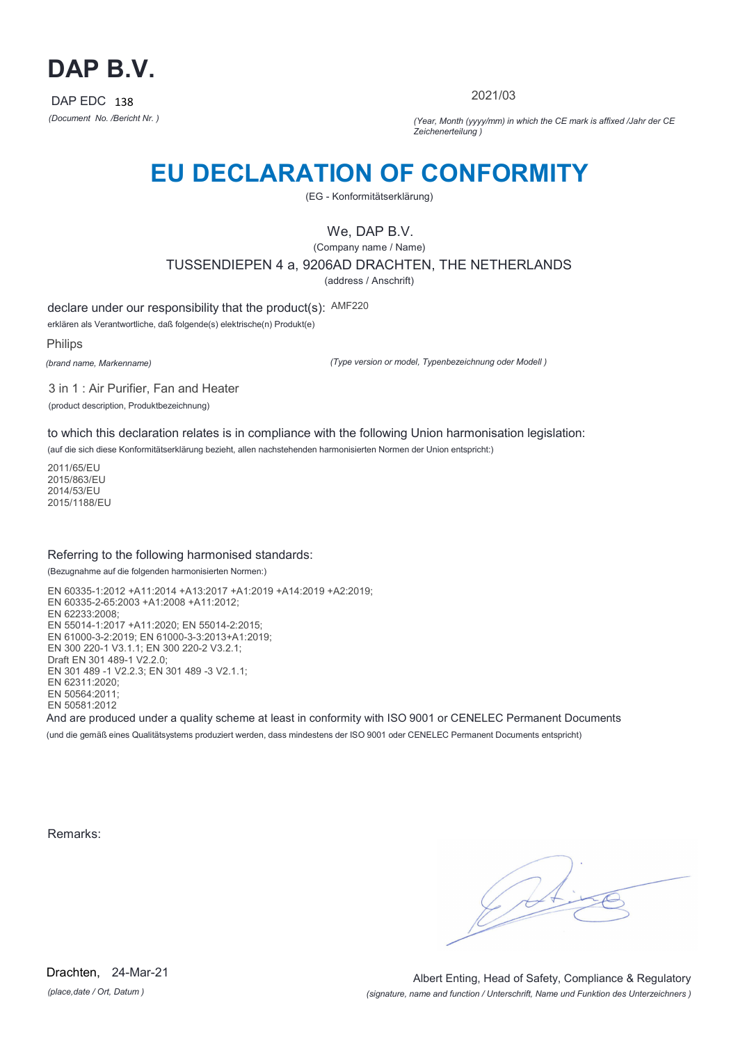# DAP B.V.

DAP EDC 138

*(Document No. /Bericht Nr. )*

2021/03

*(Year, Month (yyyy/mm) in which the CE mark is affixed /Jahr der CE Zeichenerteilung )*

# EU DECLARATION OF CONFORMITY

(EG - Konformitätserklärung)

We, DAP B.V.

(Company name / Name)

TUSSENDIEPEN 4 a, 9206AD DRACHTEN, THE NETHERLANDS

(address / Anschrift)

declare under our responsibility that the product(s): AMF220

erklären als Verantwortliche, daß folgende(s) elektrische(n) Produkt(e)

Philips

*(brand name, Markenname)*

*(Type version or model, Typenbezeichnung oder Modell )*

3 in 1 : Air Purifier, Fan and Heater

(product description, Produktbezeichnung)

to which this declaration relates is in compliance with the following Union harmonisation legislation:

(auf die sich diese Konformitätserklärung bezieht, allen nachstehenden harmonisierten Normen der Union entspricht:)

2011/65/EU
2015/863/EU
2014/53/EU
2015/1188/EU

Referring to the following harmonised standards:

(Bezugnahme auf die folgenden harmonisierten Normen:)

EN 60335-1:2012 +A11:2014 +A13:2017 +A1:2019 +A14:2019 +A2:2019;
EN 60335-2-65:2003 +A1:2008 +A11:2012;
EN 62233:2008;
EN 55014-1:2017 +A11:2020; EN 55014-2:2015;
EN 61000-3-2:2019; EN 61000-3-3:2013+A1:2019;
EN 300 220-1 V3.1.1; EN 300 220-2 V3.2.1;
Draft EN 301 489-1 V2.2.0;
EN 301 489 -1 V2.2.3; EN 301 489 -3 V2.1.1;
EN 62311:2020;
EN 50564:2011;
EN 50581:2012

And are produced under a quality scheme at least in conformity with ISO 9001 or CENELEC Permanent Documents

(und die gemäß eines Qualitätsystems produziert werden, dass mindestens der ISO 9001 oder CENELEC Permanent Documents entspricht)

Remarks:

Drachten, 24-Mar-21

*(place,date / Ort, Datum )*

Albert Enting, Head of Safety, Compliance & Regulatory

*(signature, name and function / Unterschrift, Name und Funktion des Unterzeichners )*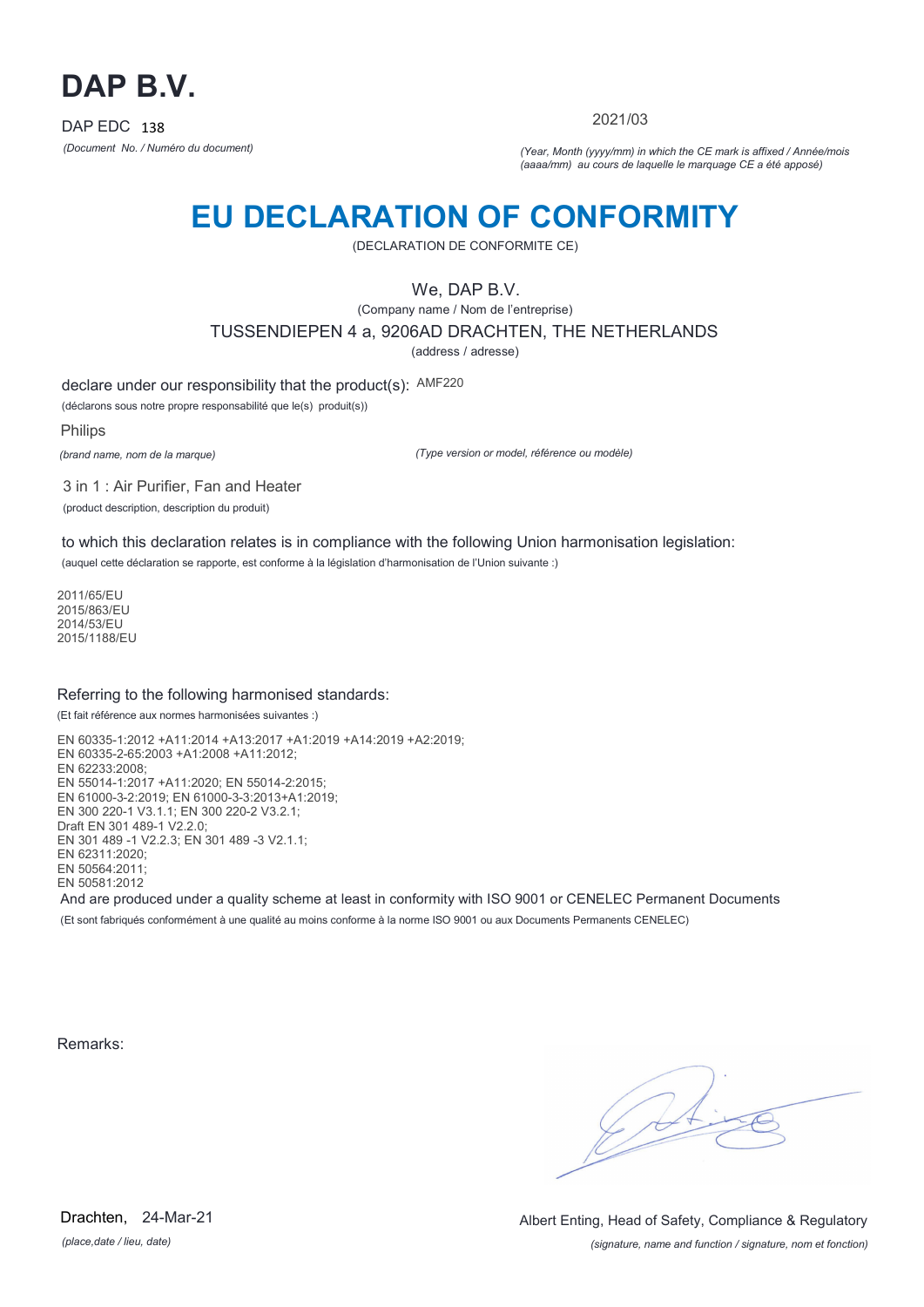# DAP B.V.

DAP EDC 138

*(Document No. / Numéro du document)*

2021/03

*(Year, Month (yyyy/mm) in which the CE mark is affixed / Année/mois (aaaa/mm) au cours de laquelle le marquage CE a été apposé)*

# EU DECLARATION OF CONFORMITY

(DECLARATION DE CONFORMITE CE)

We, DAP B.V.

(Company name / Nom de l'entreprise)

TUSSENDIEPEN 4 a, 9206AD DRACHTEN, THE NETHERLANDS

(address / adresse)

declare under our responsibility that the product(s): AMF220

(déclarons sous notre propre responsabilité que le(s) produit(s))

Philips

*(brand name, nom de la marque)*

*(Type version or model, référence ou modèle)*

3 in 1 : Air Purifier, Fan and Heater

(product description, description du produit)

to which this declaration relates is in compliance with the following Union harmonisation legislation:

(auquel cette déclaration se rapporte, est conforme à la législation d'harmonisation de l'Union suivante :)

2011/65/EU
2015/863/EU
2014/53/EU
2015/1188/EU

Referring to the following harmonised standards:

(Et fait référence aux normes harmonisées suivantes :)

EN 60335-1:2012 +A11:2014 +A13:2017 +A1:2019 +A14:2019 +A2:2019;
EN 60335-2-65:2003 +A1:2008 +A11:2012;
EN 62233:2008;
EN 55014-1:2017 +A11:2020; EN 55014-2:2015;
EN 61000-3-2:2019; EN 61000-3-3:2013+A1:2019;
EN 300 220-1 V3.1.1; EN 300 220-2 V3.2.1;
Draft EN 301 489-1 V2.2.0;
EN 301 489 -1 V2.2.3; EN 301 489 -3 V2.1.1;
EN 62311:2020;
EN 50564:2011;
EN 50581:2012

And are produced under a quality scheme at least in conformity with ISO 9001 or CENELEC Permanent Documents

(Et sont fabriqués conformément à une qualité au moins conforme à la norme ISO 9001 ou aux Documents Permanents CENELEC)

Remarks:

Drachten, 24-Mar-21

*(place,date / lieu, date)*

Albert Enting, Head of Safety, Compliance & Regulatory

*(signature, name and function / signature, nom et fonction)*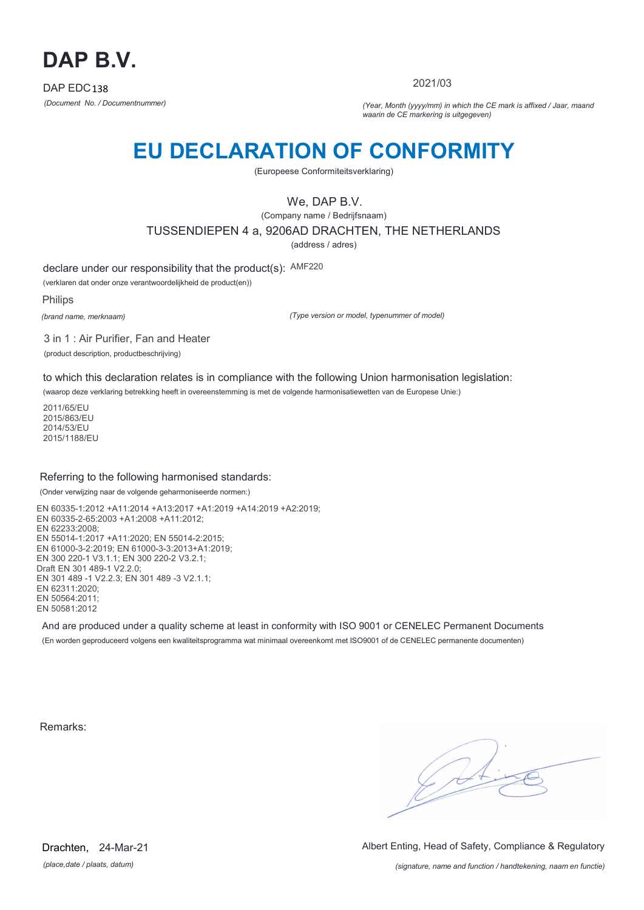# DAP B.V.

DAP EDC 138

*(Document No. / Documentnummer)*

2021/03

*(Year, Month (yyyy/mm) in which the CE mark is affixed / Jaar, maand waarin de CE markering is uitgegeven)*

# EU DECLARATION OF CONFORMITY

(Europeese Conformiteitsverklaring)

We, DAP B.V.

(Company name / Bedrijfsnaam)

TUSSENDIEPEN 4 a, 9206AD DRACHTEN, THE NETHERLANDS

(address / adres)

declare under our responsibility that the product(s): AMF220

(verklaren dat onder onze verantwoordelijkheid de product(en))

Philips

*(brand name, merknaam)*

*(Type version or model, typenummer of model)*

3 in 1 : Air Purifier, Fan and Heater

(product description, productbeschrijving)

to which this declaration relates is in compliance with the following Union harmonisation legislation:

(waarop deze verklaring betrekking heeft in overeenstemming is met de volgende harmonisatiewetten van de Europese Unie:)

2011/65/EU
2015/863/EU
2014/53/EU
2015/1188/EU

Referring to the following harmonised standards:

(Onder verwijzing naar de volgende geharmoniseerde normen:)

EN 60335-1:2012 +A11:2014 +A13:2017 +A1:2019 +A14:2019 +A2:2019;
EN 60335-2-65:2003 +A1:2008 +A11:2012;
EN 62233:2008;
EN 55014-1:2017 +A11:2020; EN 55014-2:2015;
EN 61000-3-2:2019; EN 61000-3-3:2013+A1:2019;
EN 300 220-1 V3.1.1; EN 300 220-2 V3.2.1;
Draft EN 301 489-1 V2.2.0;
EN 301 489 -1 V2.2.3; EN 301 489 -3 V2.1.1;
EN 62311:2020;
EN 50564:2011;
EN 50581:2012

And are produced under a quality scheme at least in conformity with ISO 9001 or CENELEC Permanent Documents

(En worden geproduceerd volgens een kwaliteitsprogramma wat minimaal overeenkomt met ISO9001 of de CENELEC permanente documenten)

Remarks:

Drachten, 24-Mar-21

*(place,date / plaats, datum)*

Albert Enting, Head of Safety, Compliance & Regulatory

*(signature, name and function / handtekening, naam en functie)*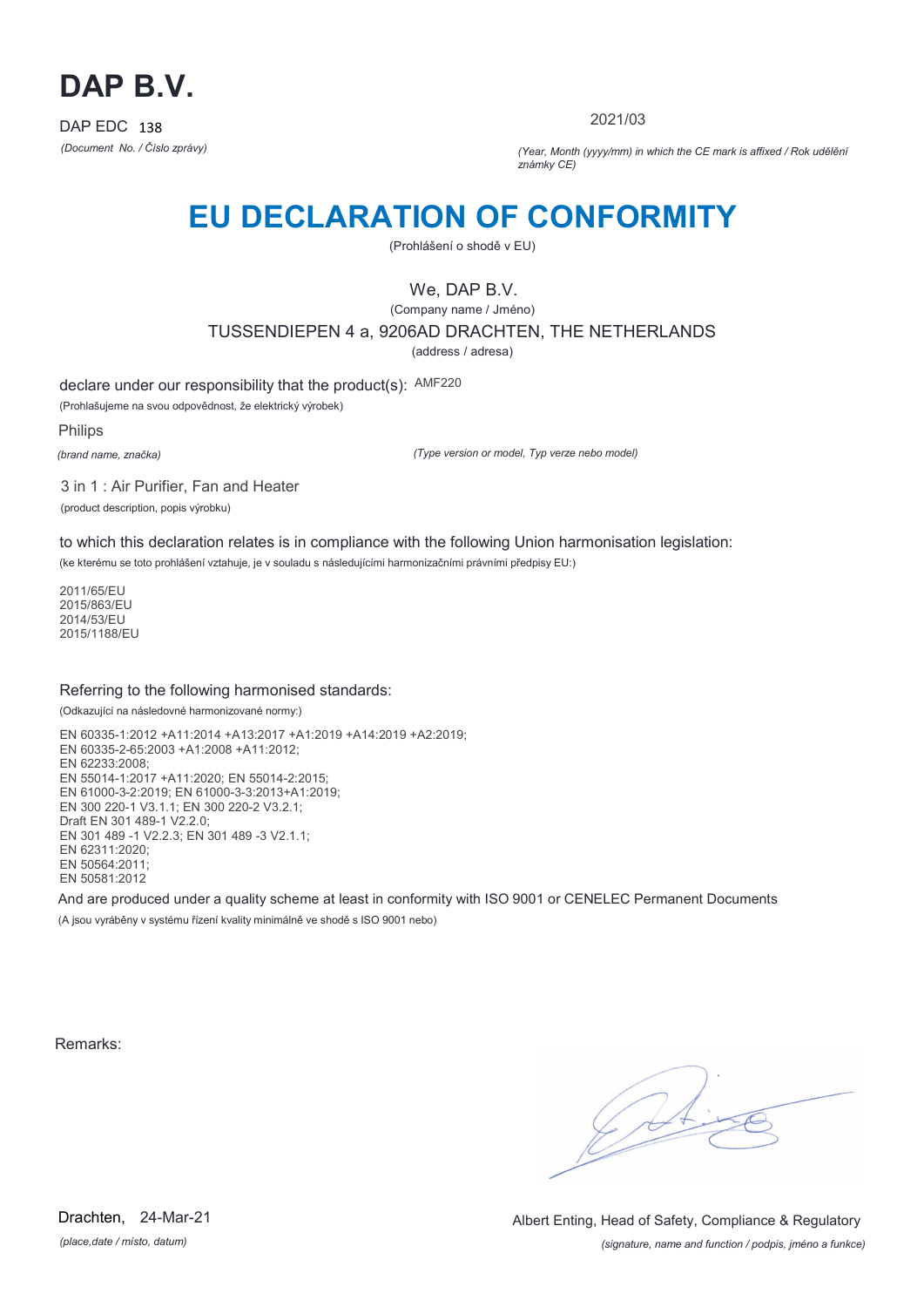# DAP B.V.

DAP EDC 138

*(Document No. / Číslo zprávy)*

2021/03

*(Year, Month (yyyy/mm) in which the CE mark is affixed / Rok udělění známky CE)*

# EU DECLARATION OF CONFORMITY

(Prohlášení o shodě v EU)

We, DAP B.V.

(Company name / Jméno)

TUSSENDIEPEN 4 a, 9206AD DRACHTEN, THE NETHERLANDS

(address / adresa)

declare under our responsibility that the product(s): AMF220

(Prohlašujeme na svou odpovědnost, že elektrický výrobek)

Philips

*(brand name, značka)*

*(Type version or model, Typ verze nebo model)*

3 in 1 : Air Purifier, Fan and Heater

(product description, popis výrobku)

to which this declaration relates is in compliance with the following Union harmonisation legislation:

(ke kterému se toto prohlášení vztahuje, je v souladu s následujícími harmonizačními právními předpisy EU:)

2011/65/EU
2015/863/EU
2014/53/EU
2015/1188/EU

Referring to the following harmonised standards:

(Odkazující na následovné harmonizované normy:)

EN 60335-1:2012 +A11:2014 +A13:2017 +A1:2019 +A14:2019 +A2:2019;
EN 60335-2-65:2003 +A1:2008 +A11:2012;
EN 62233:2008;
EN 55014-1:2017 +A11:2020; EN 55014-2:2015;
EN 61000-3-2:2019; EN 61000-3-3:2013+A1:2019;
EN 300 220-1 V3.1.1; EN 300 220-2 V3.2.1;
Draft EN 301 489-1 V2.2.0;
EN 301 489 -1 V2.2.3; EN 301 489 -3 V2.1.1;
EN 62311:2020;
EN 50564:2011;
EN 50581:2012

And are produced under a quality scheme at least in conformity with ISO 9001 or CENELEC Permanent Documents

(A jsou vyráběny v systému řízení kvality minimálně ve shodě s ISO 9001 nebo)

Remarks:

Drachten, 24-Mar-21

*(place,date / místo, datum)*

Albert Enting, Head of Safety, Compliance & Regulatory

*(signature, name and function / podpis, jméno a funkce)*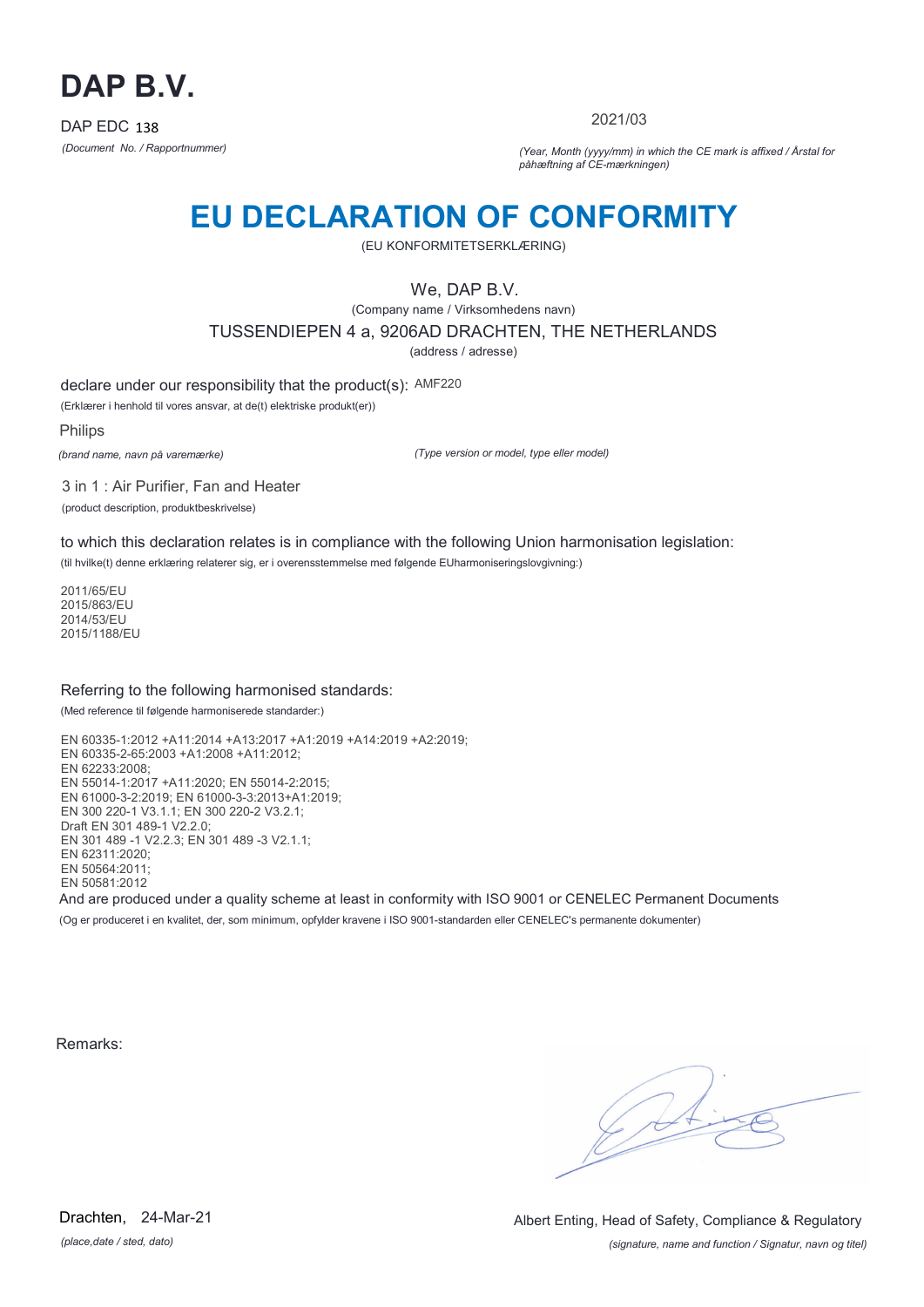# DAP B.V.

DAP EDC 138

*(Document No. / Rapportnummer)*

2021/03

*(Year, Month (yyyy/mm) in which the CE mark is affixed / Årstal for påhæftning af CE-mærkningen)*

# EU DECLARATION OF CONFORMITY

(EU KONFORMITETSERKLÆRING)

We, DAP B.V.

(Company name / Virksomhedens navn)

TUSSENDIEPEN 4 a, 9206AD DRACHTEN, THE NETHERLANDS

(address / adresse)

declare under our responsibility that the product(s): AMF220

(Erklærer i henhold til vores ansvar, at de(t) elektriske produkt(er))

Philips

*(brand name, navn på varemærke)*

*(Type version or model, type eller model)*

3 in 1 : Air Purifier, Fan and Heater

(product description, produktbeskrivelse)

to which this declaration relates is in compliance with the following Union harmonisation legislation:

(til hvilke(t) denne erklæring relaterer sig, er i overensstemmelse med følgende EUharmoniseringslovgivning:)

2011/65/EU
2015/863/EU
2014/53/EU
2015/1188/EU

Referring to the following harmonised standards:

(Med reference til følgende harmoniserede standarder:)

EN 60335-1:2012 +A11:2014 +A13:2017 +A1:2019 +A14:2019 +A2:2019;
EN 60335-2-65:2003 +A1:2008 +A11:2012;
EN 62233:2008;
EN 55014-1:2017 +A11:2020; EN 55014-2:2015;
EN 61000-3-2:2019; EN 61000-3-3:2013+A1:2019;
EN 300 220-1 V3.1.1; EN 300 220-2 V3.2.1;
Draft EN 301 489-1 V2.2.0;
EN 301 489 -1 V2.2.3; EN 301 489 -3 V2.1.1;
EN 62311:2020;
EN 50564:2011;
EN 50581:2012

And are produced under a quality scheme at least in conformity with ISO 9001 or CENELEC Permanent Documents

(Og er produceret i en kvalitet, der, som minimum, opfylder kravene i ISO 9001-standarden eller CENELEC's permanente dokumenter)

Remarks:

Drachten, 24-Mar-21

*(place,date / sted, dato)*

Albert Enting, Head of Safety, Compliance & Regulatory

*(signature, name and function / Signatur, navn og titel)*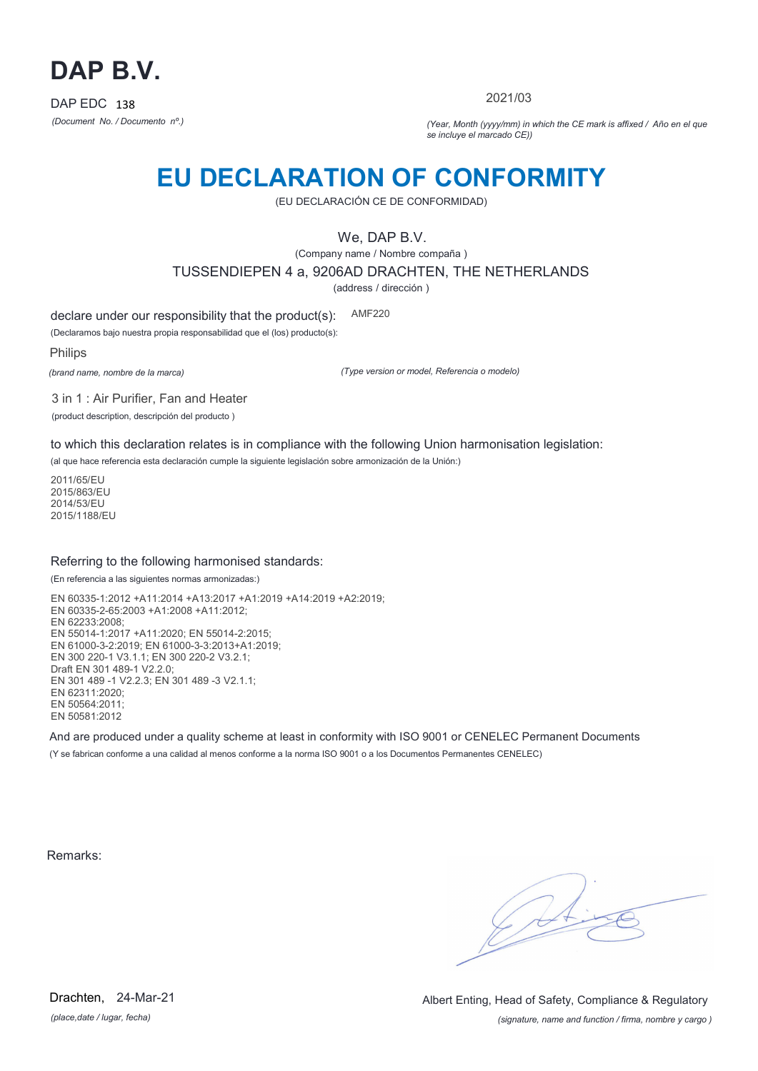# DAP B.V.

DAP EDC 138

*(Document No. / Documento nº.)*

2021/03

*(Year, Month (yyyy/mm) in which the CE mark is affixed / Año en el que se incluye el marcado CE))*

# EU DECLARATION OF CONFORMITY

(EU DECLARACIÓN CE DE CONFORMIDAD)

We, DAP B.V.

(Company name / Nombre compaña )

TUSSENDIEPEN 4 a, 9206AD DRACHTEN, THE NETHERLANDS

(address / dirección )

declare under our responsibility that the product(s): AMF220

(Declaramos bajo nuestra propia responsabilidad que el (los) producto(s):

Philips

*(brand name, nombre de la marca)*

*(Type version or model, Referencia o modelo)*

3 in 1 : Air Purifier, Fan and Heater

(product description, descripción del producto )

to which this declaration relates is in compliance with the following Union harmonisation legislation:

(al que hace referencia esta declaración cumple la siguiente legislación sobre armonización de la Unión:)

2011/65/EU
2015/863/EU
2014/53/EU
2015/1188/EU

Referring to the following harmonised standards:

(En referencia a las siguientes normas armonizadas:)

EN 60335-1:2012 +A11:2014 +A13:2017 +A1:2019 +A14:2019 +A2:2019;
EN 60335-2-65:2003 +A1:2008 +A11:2012;
EN 62233:2008;
EN 55014-1:2017 +A11:2020; EN 55014-2:2015;
EN 61000-3-2:2019; EN 61000-3-3:2013+A1:2019;
EN 300 220-1 V3.1.1; EN 300 220-2 V3.2.1;
Draft EN 301 489-1 V2.2.0;
EN 301 489 -1 V2.2.3; EN 301 489 -3 V2.1.1;
EN 62311:2020;
EN 50564:2011;
EN 50581:2012

And are produced under a quality scheme at least in conformity with ISO 9001 or CENELEC Permanent Documents

(Y se fabrican conforme a una calidad al menos conforme a la norma ISO 9001 o a los Documentos Permanentes CENELEC)

Remarks:

Drachten, 24-Mar-21

*(place,date / lugar, fecha)*

Albert Enting, Head of Safety, Compliance & Regulatory

*(signature, name and function / firma, nombre y cargo )*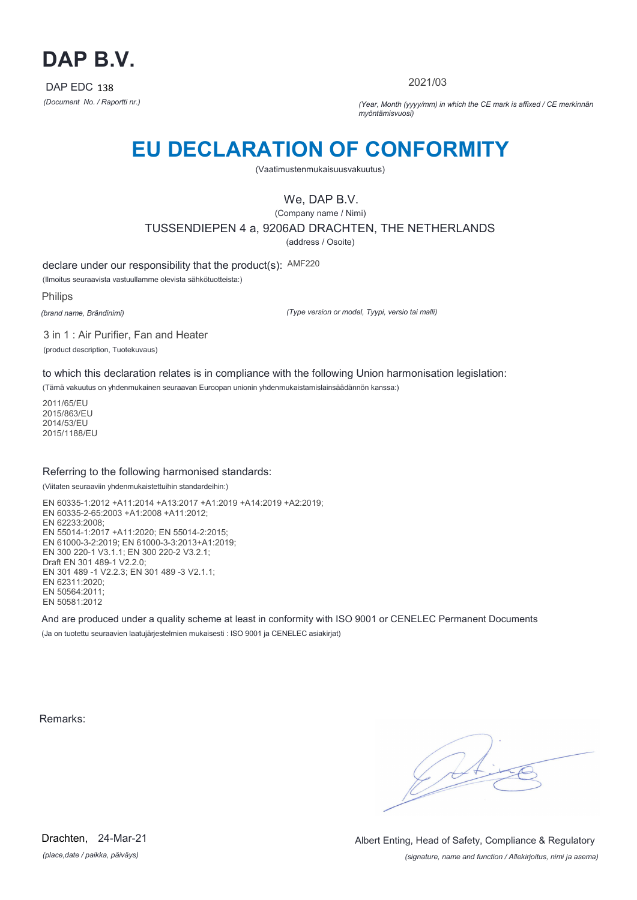# DAP B.V.

DAP EDC 138

*(Document No. / Raportti nr.)*

2021/03

*(Year, Month (yyyy/mm) in which the CE mark is affixed / CE merkinnän myöntämisvuosi)*

# EU DECLARATION OF CONFORMITY

(Vaatimustenmukaisuusvakuutus)

We, DAP B.V.

(Company name / Nimi)

TUSSENDIEPEN 4 a, 9206AD DRACHTEN, THE NETHERLANDS

(address / Osoite)

declare under our responsibility that the product(s): AMF220

(Ilmoitus seuraavista vastuullamme olevista sähkötuotteista:)

Philips

*(brand name, Brändinimi)*

*(Type version or model, Tyypi, versio tai malli)*

3 in 1 : Air Purifier, Fan and Heater

(product description, Tuotekuvaus)

to which this declaration relates is in compliance with the following Union harmonisation legislation:

(Tämä vakuutus on yhdenmukainen seuraavan Euroopan unionin yhdenmukaistamislainsäädännön kanssa:)

2011/65/EU
2015/863/EU
2014/53/EU
2015/1188/EU

Referring to the following harmonised standards:

(Viitaten seuraaviin yhdenmukaistettuihin standardeihin:)

EN 60335-1:2012 +A11:2014 +A13:2017 +A1:2019 +A14:2019 +A2:2019;
EN 60335-2-65:2003 +A1:2008 +A11:2012;
EN 62233:2008;
EN 55014-1:2017 +A11:2020; EN 55014-2:2015;
EN 61000-3-2:2019; EN 61000-3-3:2013+A1:2019;
EN 300 220-1 V3.1.1; EN 300 220-2 V3.2.1;
Draft EN 301 489-1 V2.2.0;
EN 301 489 -1 V2.2.3; EN 301 489 -3 V2.1.1;
EN 62311:2020;
EN 50564:2011;
EN 50581:2012

And are produced under a quality scheme at least in conformity with ISO 9001 or CENELEC Permanent Documents

(Ja on tuotettu seuraavien laatujärjestelmien mukaisesti : ISO 9001 ja CENELEC asiakirjat)

Remarks:

Drachten, 24-Mar-21

*(place,date / paikka, päiväys)*

Albert Enting, Head of Safety, Compliance & Regulatory

*(signature, name and function / Allekirjoitus, nimi ja asema)*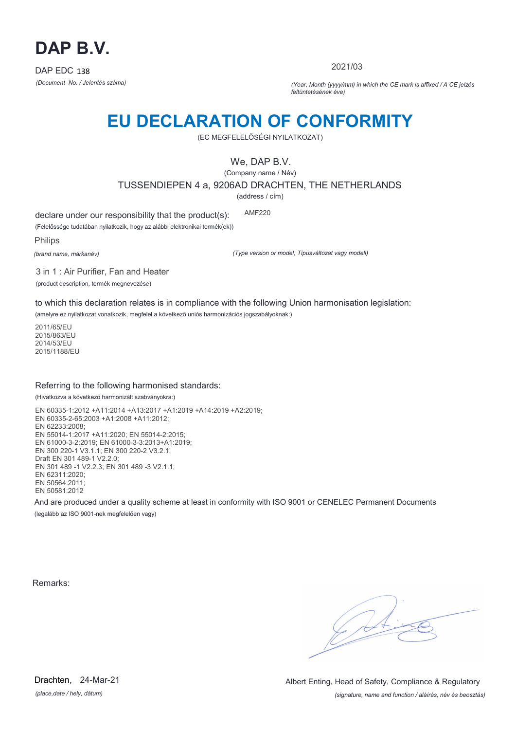# DAP B.V.

DAP EDC 138

*(Document No. / Jelentés száma)*

2021/03

*(Year, Month (yyyy/mm) in which the CE mark is affixed / A CE jelzés feltüntetésének éve)*

# EU DECLARATION OF CONFORMITY

(EC MEGFELELŐSÉGI NYILATKOZAT)

We, DAP B.V.

(Company name / Név)

TUSSENDIEPEN 4 a, 9206AD DRACHTEN, THE NETHERLANDS

(address / cím)

declare under our responsibility that the product(s): AMF220

(Felelőssége tudatában nyilatkozik, hogy az alábbi elektronikai termék(ek))

Philips

*(brand name, márkanév)*

*(Type version or model, Típusváltozat vagy modell)*

3 in 1 : Air Purifier, Fan and Heater

(product description, termék megnevezése)

to which this declaration relates is in compliance with the following Union harmonisation legislation:

(amelyre ez nyilatkozat vonatkozik, megfelel a következő uniós harmonizációs jogszabályoknak:)

2011/65/EU
2015/863/EU
2014/53/EU
2015/1188/EU

Referring to the following harmonised standards:

(Hivatkozva a következő harmonizált szabványokra:)

EN 60335-1:2012 +A11:2014 +A13:2017 +A1:2019 +A14:2019 +A2:2019;
EN 60335-2-65:2003 +A1:2008 +A11:2012;
EN 62233:2008;
EN 55014-1:2017 +A11:2020; EN 55014-2:2015;
EN 61000-3-2:2019; EN 61000-3-3:2013+A1:2019;
EN 300 220-1 V3.1.1; EN 300 220-2 V3.2.1;
Draft EN 301 489-1 V2.2.0;
EN 301 489 -1 V2.2.3; EN 301 489 -3 V2.1.1;
EN 62311:2020;
EN 50564:2011;
EN 50581:2012

And are produced under a quality scheme at least in conformity with ISO 9001 or CENELEC Permanent Documents

(legalább az ISO 9001-nek megfelelően vagy)

Remarks:

Drachten, 24-Mar-21

*(place,date / hely, dátum)*

Albert Enting, Head of Safety, Compliance & Regulatory

*(signature, name and function / aláírás, név és beosztás)*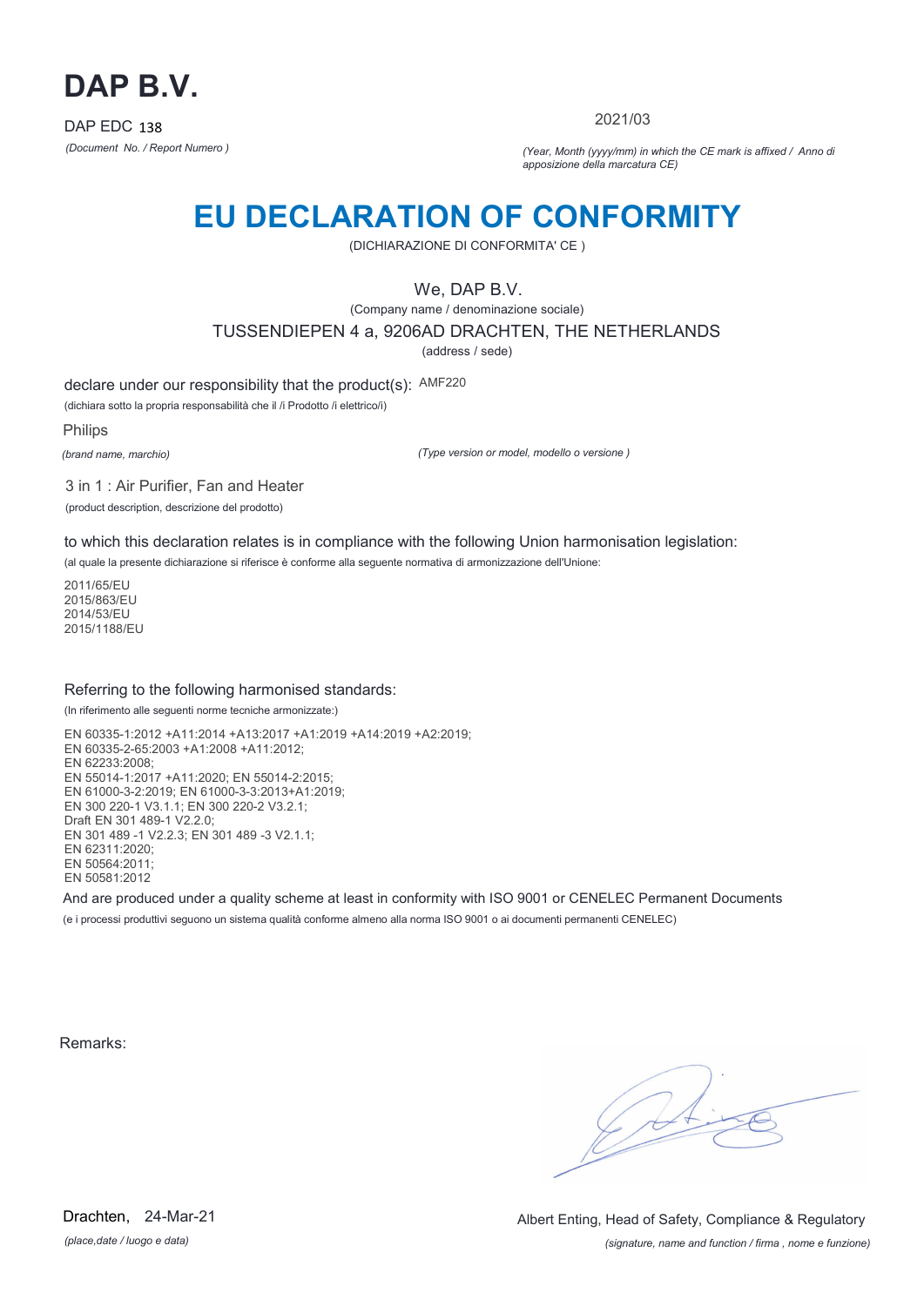# DAP B.V.

DAP EDC 138

*(Document No. / Report Numero )*

2021/03

*(Year, Month (yyyy/mm) in which the CE mark is affixed / Anno di apposizione della marcatura CE)*

# EU DECLARATION OF CONFORMITY

(DICHIARAZIONE DI CONFORMITA' CE )

We, DAP B.V.

(Company name / denominazione sociale)

TUSSENDIEPEN 4 a, 9206AD DRACHTEN, THE NETHERLANDS

(address / sede)

declare under our responsibility that the product(s): AMF220

(dichiara sotto la propria responsabilità che il /i Prodotto /i elettrico/i)

Philips

*(brand name, marchio)*

*(Type version or model, modello o versione )*

3 in 1 : Air Purifier, Fan and Heater

(product description, descrizione del prodotto)

to which this declaration relates is in compliance with the following Union harmonisation legislation:

(al quale la presente dichiarazione si riferisce è conforme alla seguente normativa di armonizzazione dell'Unione:

2011/65/EU
2015/863/EU
2014/53/EU
2015/1188/EU

Referring to the following harmonised standards:

(In riferimento alle seguenti norme tecniche armonizzate:)

EN 60335-1:2012 +A11:2014 +A13:2017 +A1:2019 +A14:2019 +A2:2019;
EN 60335-2-65:2003 +A1:2008 +A11:2012;
EN 62233:2008;
EN 55014-1:2017 +A11:2020; EN 55014-2:2015;
EN 61000-3-2:2019; EN 61000-3-3:2013+A1:2019;
EN 300 220-1 V3.1.1; EN 300 220-2 V3.2.1;
Draft EN 301 489-1 V2.2.0;
EN 301 489 -1 V2.2.3; EN 301 489 -3 V2.1.1;
EN 62311:2020;
EN 50564:2011;
EN 50581:2012

And are produced under a quality scheme at least in conformity with ISO 9001 or CENELEC Permanent Documents

(e i processi produttivi seguono un sistema qualità conforme almeno alla norma ISO 9001 o ai documenti permanenti CENELEC)

Remarks:

Drachten, 24-Mar-21

*(place,date / luogo e data)*

Albert Enting, Head of Safety, Compliance & Regulatory

*(signature, name and function / firma , nome e funzione)*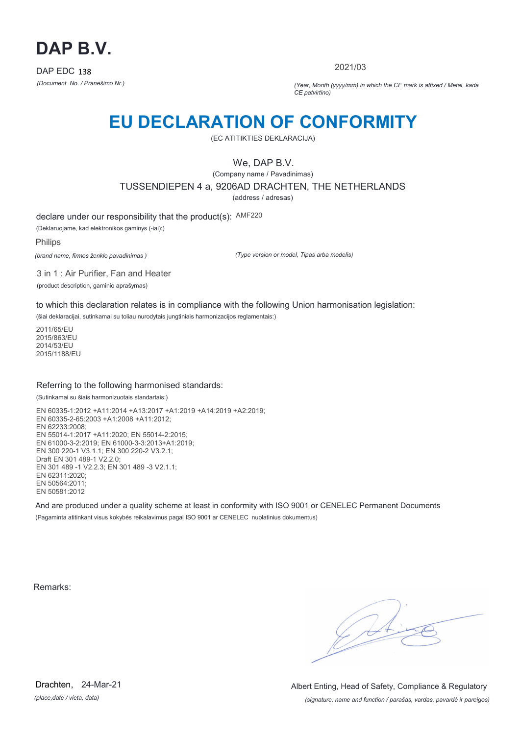# DAP B.V.

DAP EDC 138

*(Document No. / Pranešimo Nr.)*

2021/03

*(Year, Month (yyyy/mm) in which the CE mark is affixed / Metai, kada CE patvirtino)*

# EU DECLARATION OF CONFORMITY

(EC ATITIKTIES DEKLARACIJA)

We, DAP B.V.

(Company name / Pavadinimas)

TUSSENDIEPEN 4 a, 9206AD DRACHTEN, THE NETHERLANDS

(address / adresas)

declare under our responsibility that the product(s): AMF220

(Deklaruojame, kad elektronikos gaminys (-iai):)

Philips

*(brand name, firmos ženklo pavadinimas )*

*(Type version or model, Tipas arba modelis)*

3 in 1 : Air Purifier, Fan and Heater

(product description, gaminio aprašymas)

to which this declaration relates is in compliance with the following Union harmonisation legislation:

(šiai deklaracijai, sutinkamai su toliau nurodytais jungtiniais harmonizacijos reglamentais:)

2011/65/EU
2015/863/EU
2014/53/EU
2015/1188/EU

Referring to the following harmonised standards:

(Sutinkamai su šiais harmonizuotais standartais:)

EN 60335-1:2012 +A11:2014 +A13:2017 +A1:2019 +A14:2019 +A2:2019;
EN 60335-2-65:2003 +A1:2008 +A11:2012;
EN 62233:2008;
EN 55014-1:2017 +A11:2020; EN 55014-2:2015;
EN 61000-3-2:2019; EN 61000-3-3:2013+A1:2019;
EN 300 220-1 V3.1.1; EN 300 220-2 V3.2.1;
Draft EN 301 489-1 V2.2.0;
EN 301 489 -1 V2.2.3; EN 301 489 -3 V2.1.1;
EN 62311:2020;
EN 50564:2011;
EN 50581:2012

And are produced under a quality scheme at least in conformity with ISO 9001 or CENELEC Permanent Documents

(Pagaminta atitinkant visus kokybės reikalavimus pagal ISO 9001 ar CENELEC nuolatinius dokumentus)

Remarks:

Drachten, 24-Mar-21

*(place,date / vieta, data)*

Albert Enting, Head of Safety, Compliance & Regulatory

*(signature, name and function / parašas, vardas, pavardė ir pareigos)*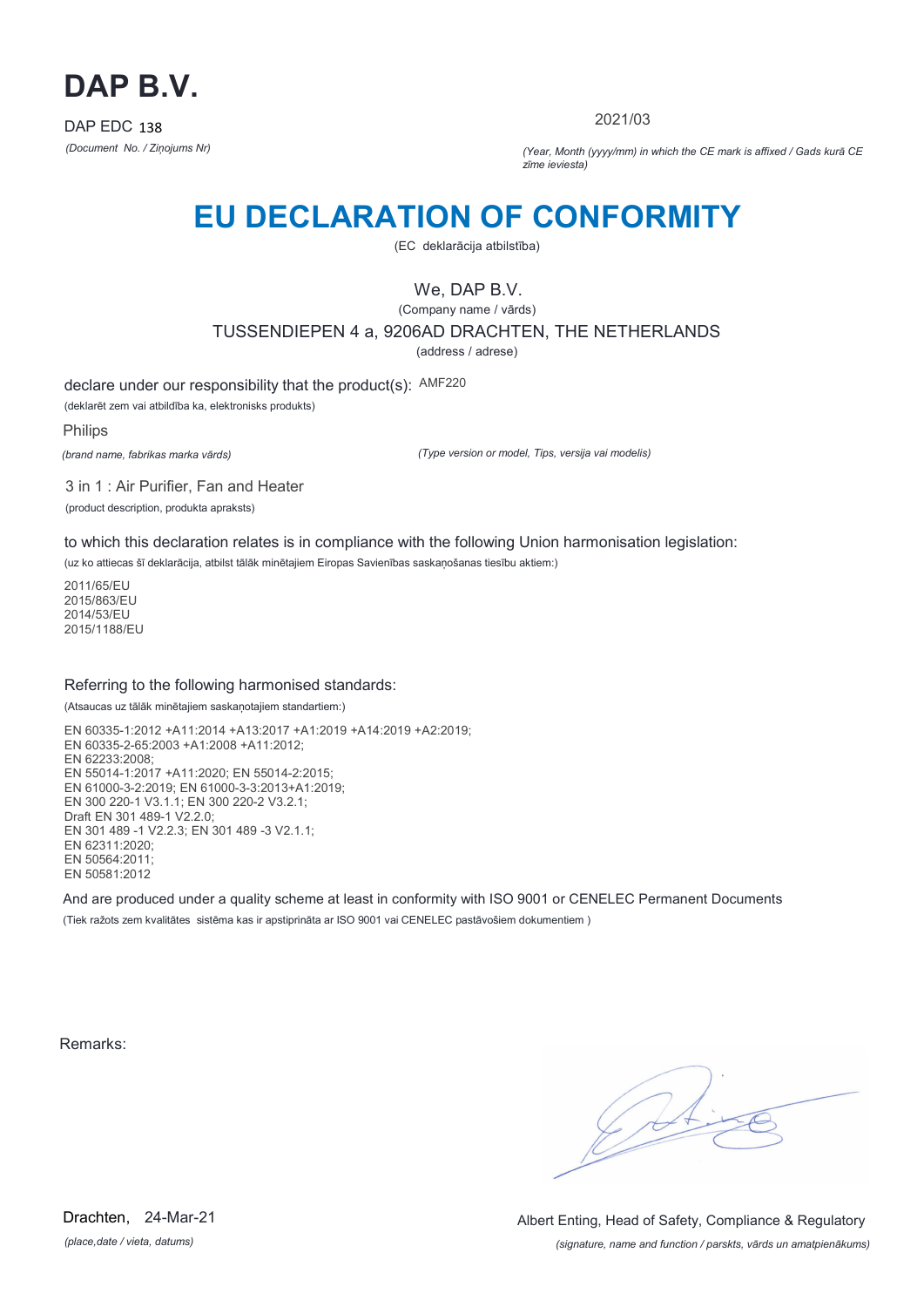# DAP B.V.

DAP EDC 138

*(Document No. / Ziņojums Nr)*

2021/03

*(Year, Month (yyyy/mm) in which the CE mark is affixed / Gads kurā CE zīme ieviesta)*

# EU DECLARATION OF CONFORMITY

(EC deklarācija atbilstība)

We, DAP B.V.

(Company name / vārds)

TUSSENDIEPEN 4 a, 9206AD DRACHTEN, THE NETHERLANDS

(address / adrese)

declare under our responsibility that the product(s): AMF220

(deklarēt zem vai atbildība ka, elektronisks produkts)

Philips

*(brand name, fabrikas marka vārds)*

*(Type version or model, Tips, versija vai modelis)*

3 in 1 : Air Purifier, Fan and Heater

(product description, produkta apraksts)

to which this declaration relates is in compliance with the following Union harmonisation legislation:

(uz ko attiecas šī deklarācija, atbilst tālāk minētajiem Eiropas Savienības saskaņošanas tiesību aktiem:)

2011/65/EU
2015/863/EU
2014/53/EU
2015/1188/EU

Referring to the following harmonised standards:

(Atsaucas uz tālāk minētajiem saskaņotajiem standartiem:)

EN 60335-1:2012 +A11:2014 +A13:2017 +A1:2019 +A14:2019 +A2:2019;
EN 60335-2-65:2003 +A1:2008 +A11:2012;
EN 62233:2008;
EN 55014-1:2017 +A11:2020; EN 55014-2:2015;
EN 61000-3-2:2019; EN 61000-3-3:2013+A1:2019;
EN 300 220-1 V3.1.1; EN 300 220-2 V3.2.1;
Draft EN 301 489-1 V2.2.0;
EN 301 489 -1 V2.2.3; EN 301 489 -3 V2.1.1;
EN 62311:2020;
EN 50564:2011;
EN 50581:2012

And are produced under a quality scheme at least in conformity with ISO 9001 or CENELEC Permanent Documents

(Tiek ražots zem kvalitātes sistēma kas ir apstiprināta ar ISO 9001 vai CENELEC pastāvošiem dokumentiem )

Remarks:

Drachten, 24-Mar-21

*(place,date / vieta, datums)*

Albert Enting, Head of Safety, Compliance & Regulatory

*(signature, name and function / parskts, vārds un amatpienākums)*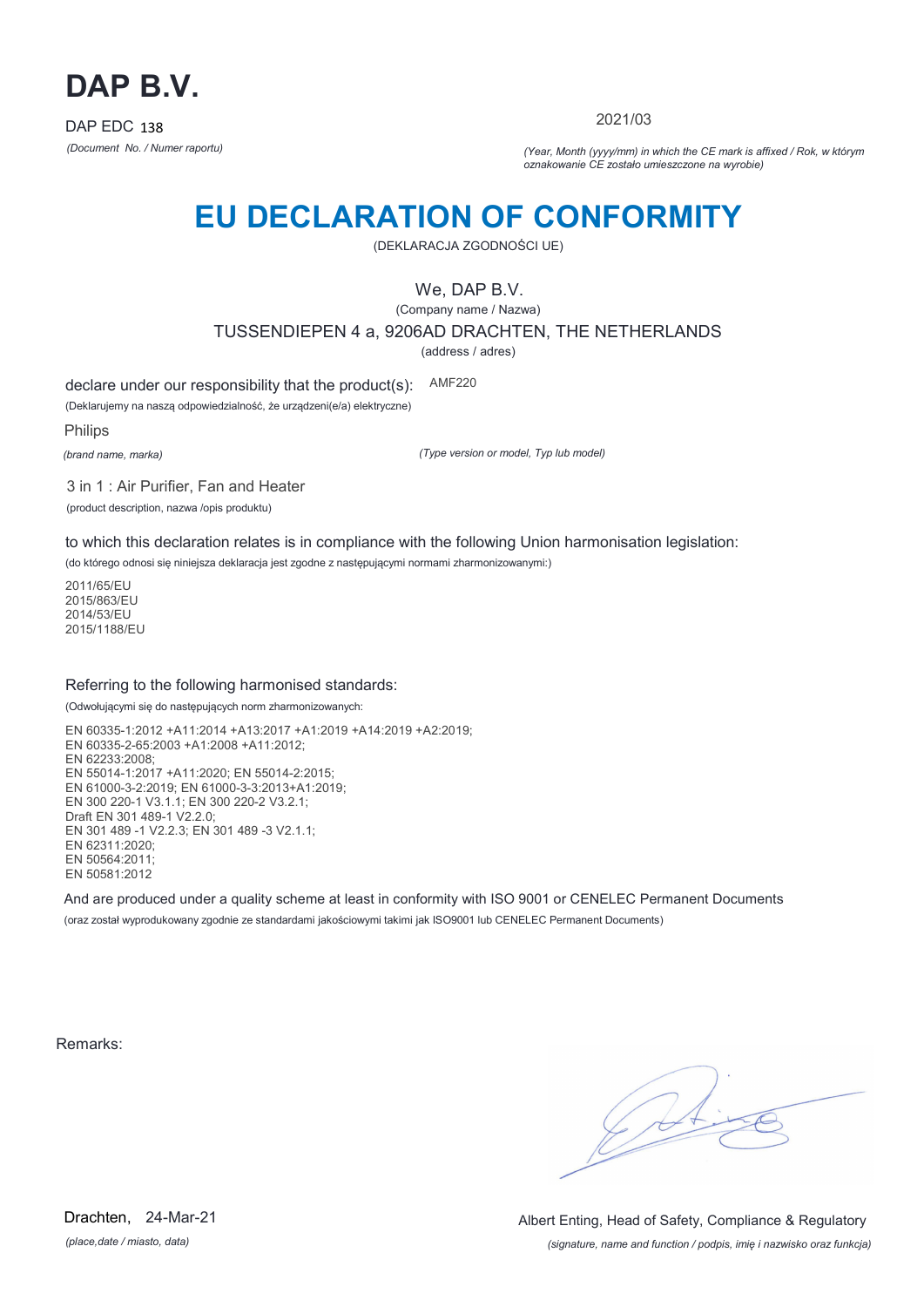# DAP B.V.

DAP EDC 138

*(Document No. / Numer raportu)*

2021/03

*(Year, Month (yyyy/mm) in which the CE mark is affixed / Rok, w którym oznakowanie CE zostało umieszczone na wyrobie)*

# EU DECLARATION OF CONFORMITY

(DEKLARACJA ZGODNOŚCI UE)

We, DAP B.V.

(Company name / Nazwa)

TUSSENDIEPEN 4 a, 9206AD DRACHTEN, THE NETHERLANDS

(address / adres)

declare under our responsibility that the product(s): AMF220

(Deklarujemy na naszą odpowiedzialność, że urządzeni(e/a) elektryczne)

Philips

*(brand name, marka)* *(Type version or model, Typ lub model)*

3 in 1 : Air Purifier, Fan and Heater

(product description, nazwa /opis produktu)

to which this declaration relates is in compliance with the following Union harmonisation legislation:

(do którego odnosi się niniejsza deklaracja jest zgodne z następującymi normami zharmonizowanymi:)

2011/65/EU
2015/863/EU
2014/53/EU
2015/1188/EU

Referring to the following harmonised standards:

(Odwołującymi się do następujących norm zharmonizowanych:

EN 60335-1:2012 +A11:2014 +A13:2017 +A1:2019 +A14:2019 +A2:2019;
EN 60335-2-65:2003 +A1:2008 +A11:2012;
EN 62233:2008;
EN 55014-1:2017 +A11:2020; EN 55014-2:2015;
EN 61000-3-2:2019; EN 61000-3-3:2013+A1:2019;
EN 300 220-1 V3.1.1; EN 300 220-2 V3.2.1;
Draft EN 301 489-1 V2.2.0;
EN 301 489 -1 V2.2.3; EN 301 489 -3 V2.1.1;
EN 62311:2020;
EN 50564:2011;
EN 50581:2012

And are produced under a quality scheme at least in conformity with ISO 9001 or CENELEC Permanent Documents

(oraz został wyprodukowany zgodnie ze standardami jakościowymi takimi jak ISO9001 lub CENELEC Permanent Documents)

Remarks:

Drachten, 24-Mar-21

*(place,date / miasto, data)*

Albert Enting, Head of Safety, Compliance & Regulatory

*(signature, name and function / podpis, imię i nazwisko oraz funkcja)*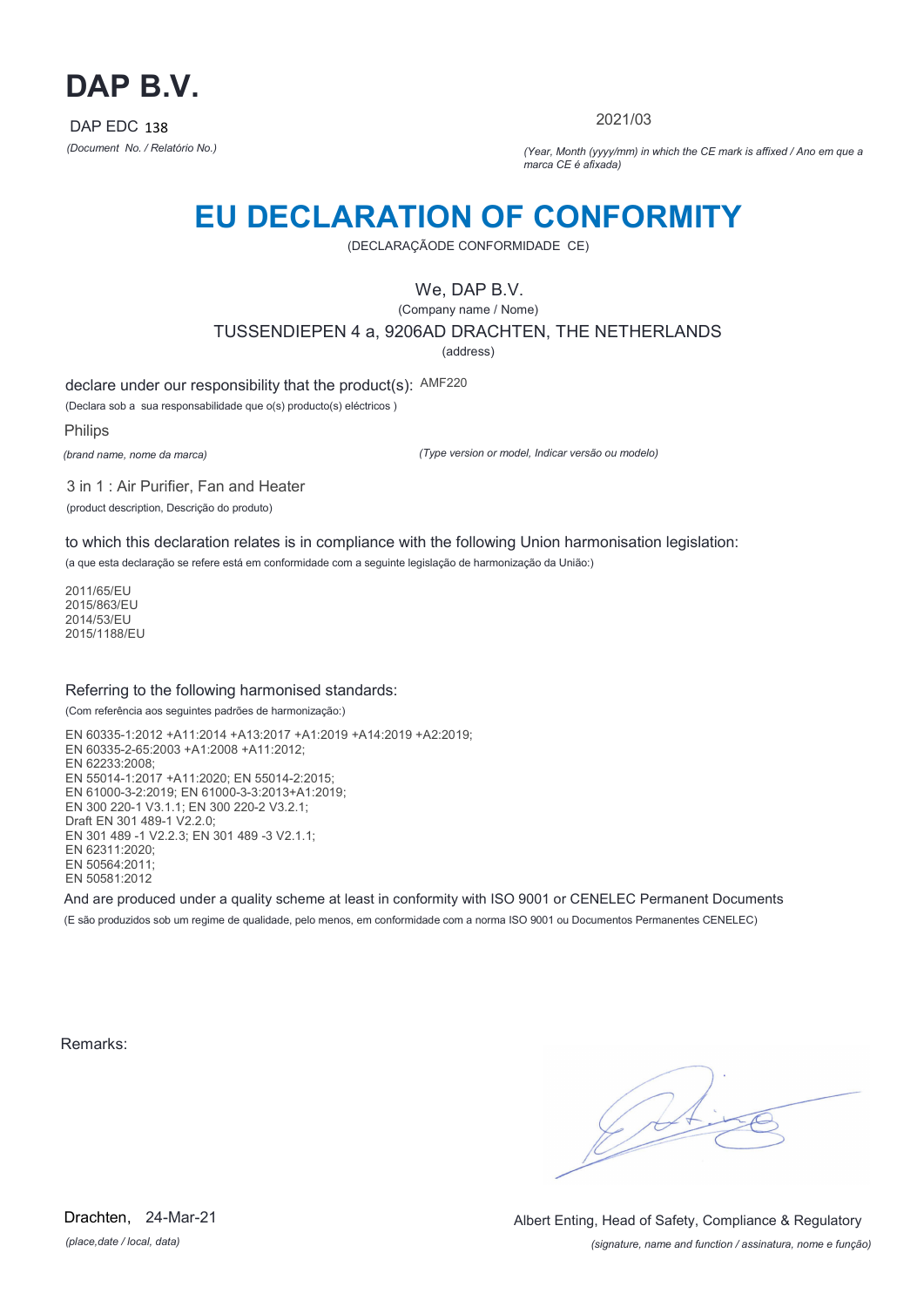# DAP B.V.

DAP EDC 138

*(Document No. / Relatório No.)*

2021/03

*(Year, Month (yyyy/mm) in which the CE mark is affixed / Ano em que a marca CE é afixada)*

# EU DECLARATION OF CONFORMITY

(DECLARAÇÃODE CONFORMIDADE CE)

We, DAP B.V.

(Company name / Nome)

TUSSENDIEPEN 4 a, 9206AD DRACHTEN, THE NETHERLANDS

(address)

declare under our responsibility that the product(s): AMF220

(Declara sob a sua responsabilidade que o(s) producto(s) eléctricos )

Philips

*(brand name, nome da marca)*

*(Type version or model, Indicar versão ou modelo)*

3 in 1 : Air Purifier, Fan and Heater

(product description, Descrição do produto)

to which this declaration relates is in compliance with the following Union harmonisation legislation:

(a que esta declaração se refere está em conformidade com a seguinte legislação de harmonização da União:)

2011/65/EU
2015/863/EU
2014/53/EU
2015/1188/EU

Referring to the following harmonised standards:

(Com referência aos seguintes padrões de harmonização:)

EN 60335-1:2012 +A11:2014 +A13:2017 +A1:2019 +A14:2019 +A2:2019;
EN 60335-2-65:2003 +A1:2008 +A11:2012;
EN 62233:2008;
EN 55014-1:2017 +A11:2020; EN 55014-2:2015;
EN 61000-3-2:2019; EN 61000-3-3:2013+A1:2019;
EN 300 220-1 V3.1.1; EN 300 220-2 V3.2.1;
Draft EN 301 489-1 V2.2.0;
EN 301 489 -1 V2.2.3; EN 301 489 -3 V2.1.1;
EN 62311:2020;
EN 50564:2011;
EN 50581:2012

And are produced under a quality scheme at least in conformity with ISO 9001 or CENELEC Permanent Documents

(E são produzidos sob um regime de qualidade, pelo menos, em conformidade com a norma ISO 9001 ou Documentos Permanentes CENELEC)

Remarks:

Drachten, 24-Mar-21

*(place,date / local, data)*

Albert Enting, Head of Safety, Compliance & Regulatory

*(signature, name and function / assinatura, nome e função)*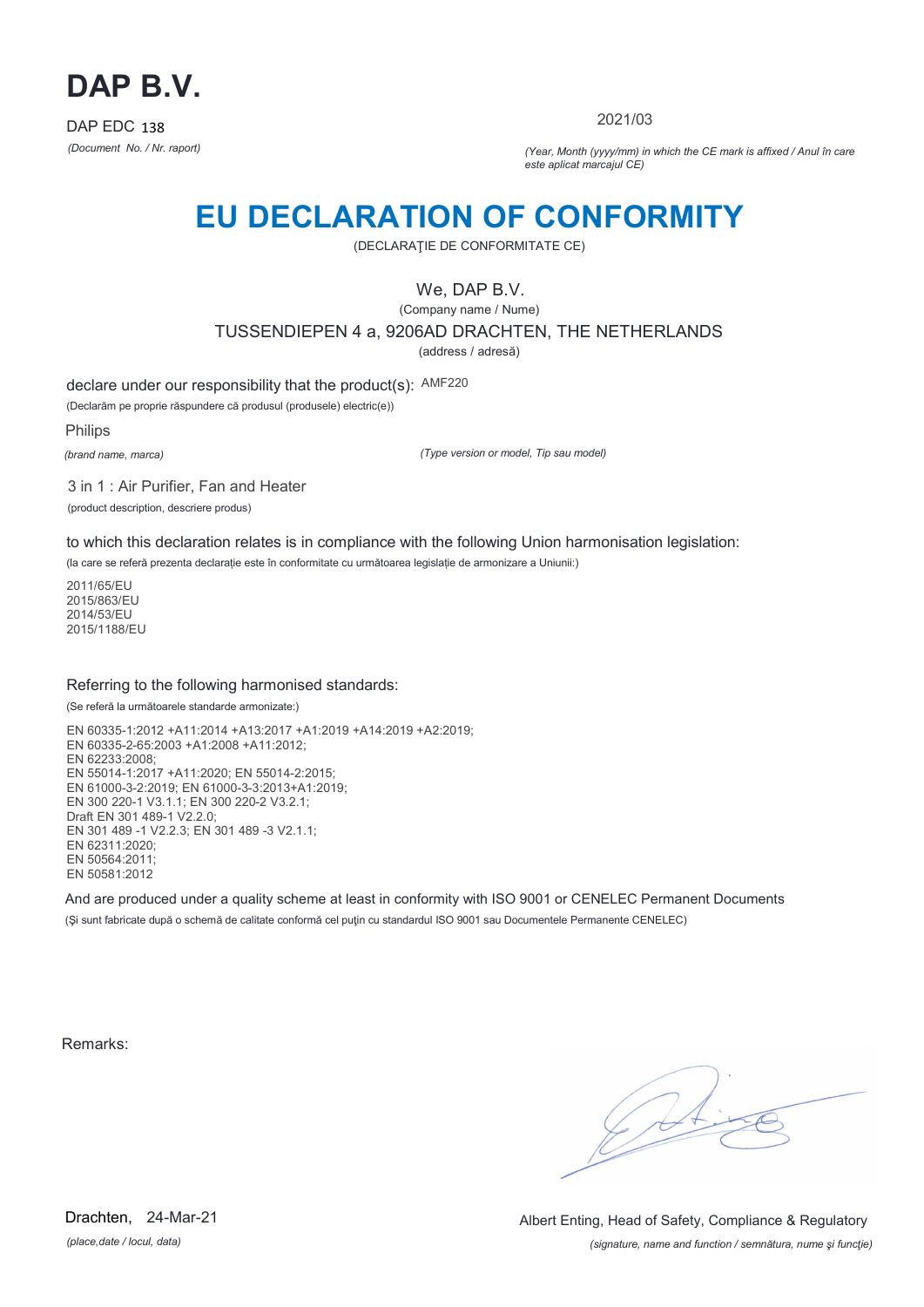# DAP B.V.

DAP EDC 138

*(Document No. / Nr. raport)*

2021/03

*(Year, Month (yyyy/mm) in which the CE mark is affixed / Anul în care este aplicat marcajul CE)*

# EU DECLARATION OF CONFORMITY

(DECLARAŢIE DE CONFORMITATE CE)

We, DAP B.V.

(Company name / Nume)

TUSSENDIEPEN 4 a, 9206AD DRACHTEN, THE NETHERLANDS

(address / adresă)

declare under our responsibility that the product(s): AMF220

(Declarăm pe proprie răspundere că produsul (produsele) electric(e))

Philips

*(brand name, marca)*

*(Type version or model, Tip sau model)*

3 in 1 : Air Purifier, Fan and Heater

(product description, descriere produs)

to which this declaration relates is in compliance with the following Union harmonisation legislation:

(la care se referă prezenta declarație este în conformitate cu următoarea legislație de armonizare a Uniunii:)

2011/65/EU
2015/863/EU
2014/53/EU
2015/1188/EU

Referring to the following harmonised standards:

(Se referă la următoarele standarde armonizate:)

EN 60335-1:2012 +A11:2014 +A13:2017 +A1:2019 +A14:2019 +A2:2019;
EN 60335-2-65:2003 +A1:2008 +A11:2012;
EN 62233:2008;
EN 55014-1:2017 +A11:2020; EN 55014-2:2015;
EN 61000-3-2:2019; EN 61000-3-3:2013+A1:2019;
EN 300 220-1 V3.1.1; EN 300 220-2 V3.2.1;
Draft EN 301 489-1 V2.2.0;
EN 301 489 -1 V2.2.3; EN 301 489 -3 V2.1.1;
EN 62311:2020;
EN 50564:2011;
EN 50581:2012

And are produced under a quality scheme at least in conformity with ISO 9001 or CENELEC Permanent Documents

(Şi sunt fabricate după o schemă de calitate conformă cel puţin cu standardul ISO 9001 sau Documentele Permanente CENELEC)

Remarks:

Drachten, 24-Mar-21

*(place,date / locul, data)*

Albert Enting, Head of Safety, Compliance & Regulatory

*(signature, name and function / semnătura, nume şi funcţie)*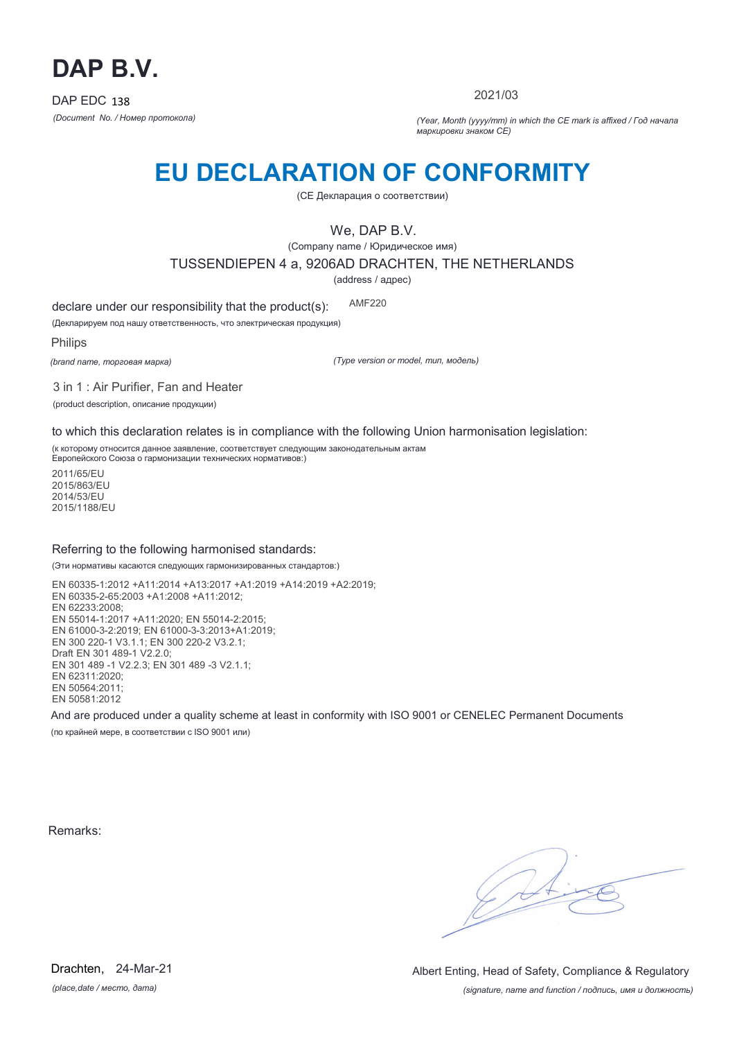# DAP B.V.

DAP EDC 138

*(Document No. / Номер протокола)*

2021/03

*(Year, Month (yyyy/mm) in which the CE mark is affixed / Год начала маркировки знаком CE)*

# EU DECLARATION OF CONFORMITY

(CE Декларация о соответствии)

We, DAP B.V.

(Company name / Юридическое имя)

TUSSENDIEPEN 4 a, 9206AD DRACHTEN, THE NETHERLANDS

(address / адрес)

declare under our responsibility that the product(s): AMF220

(Декларируем под нашу ответственность, что электрическая продукция)

Philips

*(brand name, торговая марка)* *(Type version or model, тип, модель)*

3 in 1 : Air Purifier, Fan and Heater

(product description, описание продукции)

to which this declaration relates is in compliance with the following Union harmonisation legislation:

(к которому относится данное заявление, соответствует следующим законодательным актам Европейского Союза о гармонизации технических нормативов:)

2011/65/EU
2015/863/EU
2014/53/EU
2015/1188/EU

Referring to the following harmonised standards:

(Эти нормативы касаются следующих гармонизированных стандартов:)

EN 60335-1:2012 +A11:2014 +A13:2017 +A1:2019 +A14:2019 +A2:2019;
EN 60335-2-65:2003 +A1:2008 +A11:2012;
EN 62233:2008;
EN 55014-1:2017 +A11:2020; EN 55014-2:2015;
EN 61000-3-2:2019; EN 61000-3-3:2013+A1:2019;
EN 300 220-1 V3.1.1; EN 300 220-2 V3.2.1;
Draft EN 301 489-1 V2.2.0;
EN 301 489 -1 V2.2.3; EN 301 489 -3 V2.1.1;
EN 62311:2020;
EN 50564:2011;
EN 50581:2012

And are produced under a quality scheme at least in conformity with ISO 9001 or CENELEC Permanent Documents

(по крайней мере, в соответствии с ISO 9001 или)

Remarks:

Drachten, 24-Mar-21

*(place,date / место, дата)*

Albert Enting, Head of Safety, Compliance & Regulatory

*(signature, name and function / подпись, имя и должность)*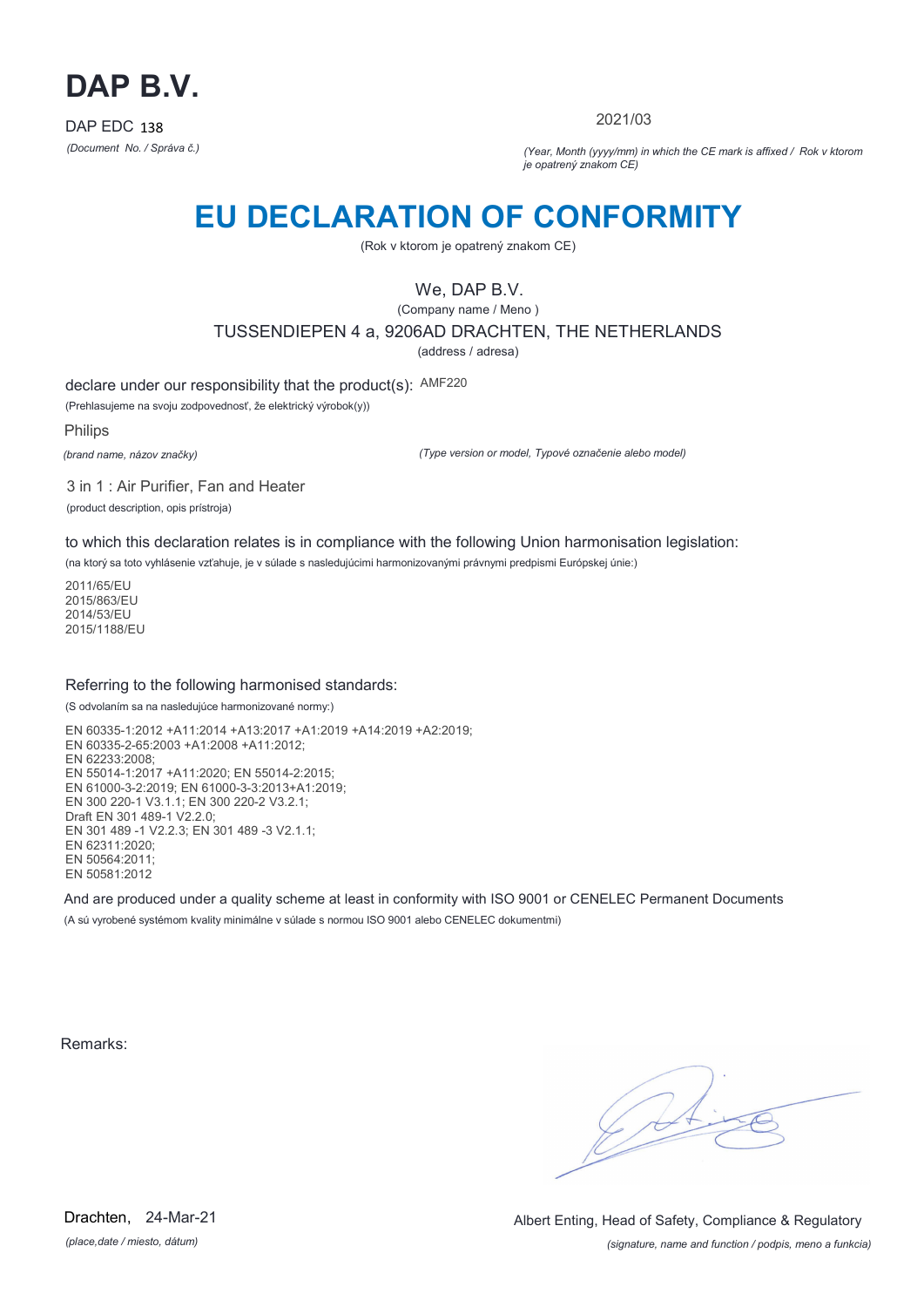# DAP B.V.

DAP EDC 138

*(Document No. / Správa č.)*

2021/03

*(Year, Month (yyyy/mm) in which the CE mark is affixed / Rok v ktorom je opatrený znakom CE)*

# EU DECLARATION OF CONFORMITY

(Rok v ktorom je opatrený znakom CE)

We, DAP B.V.

(Company name / Meno )

TUSSENDIEPEN 4 a, 9206AD DRACHTEN, THE NETHERLANDS

(address / adresa)

declare under our responsibility that the product(s): AMF220

(Prehlasujeme na svoju zodpovednosť, že elektrický výrobok(y))

Philips

*(brand name, názov značky)*

*(Type version or model, Typové označenie alebo model)*

3 in 1 : Air Purifier, Fan and Heater

(product description, opis prístroja)

to which this declaration relates is in compliance with the following Union harmonisation legislation:

(na ktorý sa toto vyhlásenie vzťahuje, je v súlade s nasledujúcimi harmonizovanými právnymi predpismi Európskej únie:)

2011/65/EU
2015/863/EU
2014/53/EU
2015/1188/EU

Referring to the following harmonised standards:

(S odvolaním sa na nasledujúce harmonizované normy:)

EN 60335-1:2012 +A11:2014 +A13:2017 +A1:2019 +A14:2019 +A2:2019;
EN 60335-2-65:2003 +A1:2008 +A11:2012;
EN 62233:2008;
EN 55014-1:2017 +A11:2020; EN 55014-2:2015;
EN 61000-3-2:2019; EN 61000-3-3:2013+A1:2019;
EN 300 220-1 V3.1.1; EN 300 220-2 V3.2.1;
Draft EN 301 489-1 V2.2.0;
EN 301 489 -1 V2.2.3; EN 301 489 -3 V2.1.1;
EN 62311:2020;
EN 50564:2011;
EN 50581:2012

And are produced under a quality scheme at least in conformity with ISO 9001 or CENELEC Permanent Documents

(A sú vyrobené systémom kvality minimálne v súlade s normou ISO 9001 alebo CENELEC dokumentmi)

Remarks:

Drachten, 24-Mar-21

*(place,date / miesto, dátum)*

Albert Enting, Head of Safety, Compliance & Regulatory

*(signature, name and function / podpis, meno a funkcia)*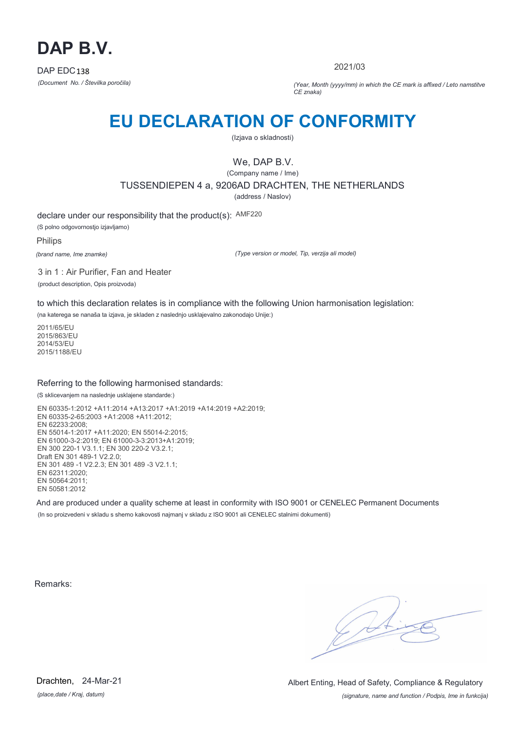# DAP B.V.

DAP EDC138

*(Document No. / Številka poročila)*

2021/03

*(Year, Month (yyyy/mm) in which the CE mark is affixed / Leto namstitve CE znaka)*

# EU DECLARATION OF CONFORMITY

(Izjava o skladnosti)

We, DAP B.V.

(Company name / Ime)

TUSSENDIEPEN 4 a, 9206AD DRACHTEN, THE NETHERLANDS

(address / Naslov)

declare under our responsibility that the product(s): AMF220

(S polno odgovornostjo izjavljamo)

Philips

*(brand name, Ime znamke)*

*(Type version or model, Tip, verzija ali model)*

3 in 1 : Air Purifier, Fan and Heater

(product description, Opis proizvoda)

to which this declaration relates is in compliance with the following Union harmonisation legislation:

(na katerega se nanaša ta izjava, je skladen z naslednjo usklajevalno zakonodajo Unije:)

2011/65/EU
2015/863/EU
2014/53/EU
2015/1188/EU

Referring to the following harmonised standards:

(S sklicevanjem na naslednje usklajene standarde:)

EN 60335-1:2012 +A11:2014 +A13:2017 +A1:2019 +A14:2019 +A2:2019;
EN 60335-2-65:2003 +A1:2008 +A11:2012;
EN 62233:2008;
EN 55014-1:2017 +A11:2020; EN 55014-2:2015;
EN 61000-3-2:2019; EN 61000-3-3:2013+A1:2019;
EN 300 220-1 V3.1.1; EN 300 220-2 V3.2.1;
Draft EN 301 489-1 V2.2.0;
EN 301 489 -1 V2.2.3; EN 301 489 -3 V2.1.1;
EN 62311:2020;
EN 50564:2011;
EN 50581:2012

And are produced under a quality scheme at least in conformity with ISO 9001 or CENELEC Permanent Documents

(In so proizvedeni v skladu s shemo kakovosti najmanj v skladu z ISO 9001 ali CENELEC stalnimi dokumenti)

Remarks:

Drachten, 24-Mar-21

*(place,date / Kraj, datum)*

Albert Enting, Head of Safety, Compliance & Regulatory

*(signature, name and function / Podpis, Ime in funkcija)*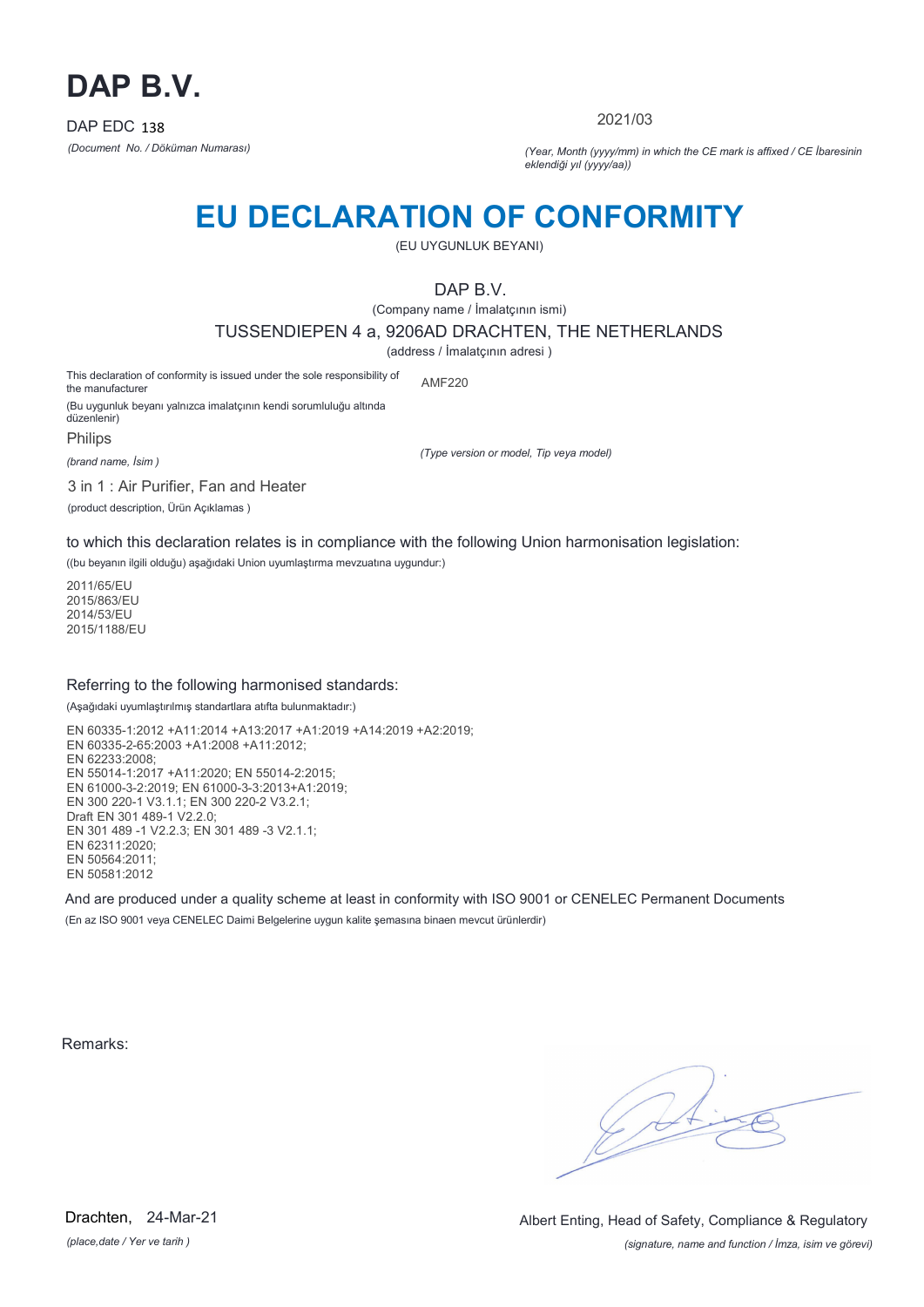# DAP B.V.

DAP EDC 138

*(Document No. / Döküman Numarası)*

2021/03

*(Year, Month (yyyy/mm) in which the CE mark is affixed / CE İbaresinin eklendiği yıl (yyyy/aa))*

# EU DECLARATION OF CONFORMITY

(EU UYGUNLUK BEYANI)

DAP B.V.

(Company name / İmalatçının ismi)

TUSSENDIEPEN 4 a, 9206AD DRACHTEN, THE NETHERLANDS

(address / İmalatçının adresi )

This declaration of conformity is issued under the sole responsibility of the manufacturer

(Bu uygunluk beyanı yalnızca imalatçının kendi sorumluluğu altında düzenlenir)

AMF220

Philips

*(brand name, İsim )*

*(Type version or model, Tip veya model)*

3 in 1 : Air Purifier, Fan and Heater

(product description, Ürün Açıklamas )

to which this declaration relates is in compliance with the following Union harmonisation legislation:

((bu beyanın ilgili olduğu) aşağıdaki Union uyumlaştırma mevzuatına uygundur:)

2011/65/EU
2015/863/EU
2014/53/EU
2015/1188/EU

Referring to the following harmonised standards:

(Aşağıdaki uyumlaştırılmış standartlara atıfta bulunmaktadır:)

EN 60335-1:2012 +A11:2014 +A13:2017 +A1:2019 +A14:2019 +A2:2019;
EN 60335-2-65:2003 +A1:2008 +A11:2012;
EN 62233:2008;
EN 55014-1:2017 +A11:2020; EN 55014-2:2015;
EN 61000-3-2:2019; EN 61000-3-3:2013+A1:2019;
EN 300 220-1 V3.1.1; EN 300 220-2 V3.2.1;
Draft EN 301 489-1 V2.2.0;
EN 301 489 -1 V2.2.3; EN 301 489 -3 V2.1.1;
EN 62311:2020;
EN 50564:2011;
EN 50581:2012

And are produced under a quality scheme at least in conformity with ISO 9001 or CENELEC Permanent Documents

(En az ISO 9001 veya CENELEC Daimi Belgelerine uygun kalite şemasına binaen mevcut ürünlerdir)

Remarks:

Drachten, 24-Mar-21

*(place,date / Yer ve tarih )*

Albert Enting, Head of Safety, Compliance & Regulatory

*(signature, name and function / İmza, isim ve görevi)*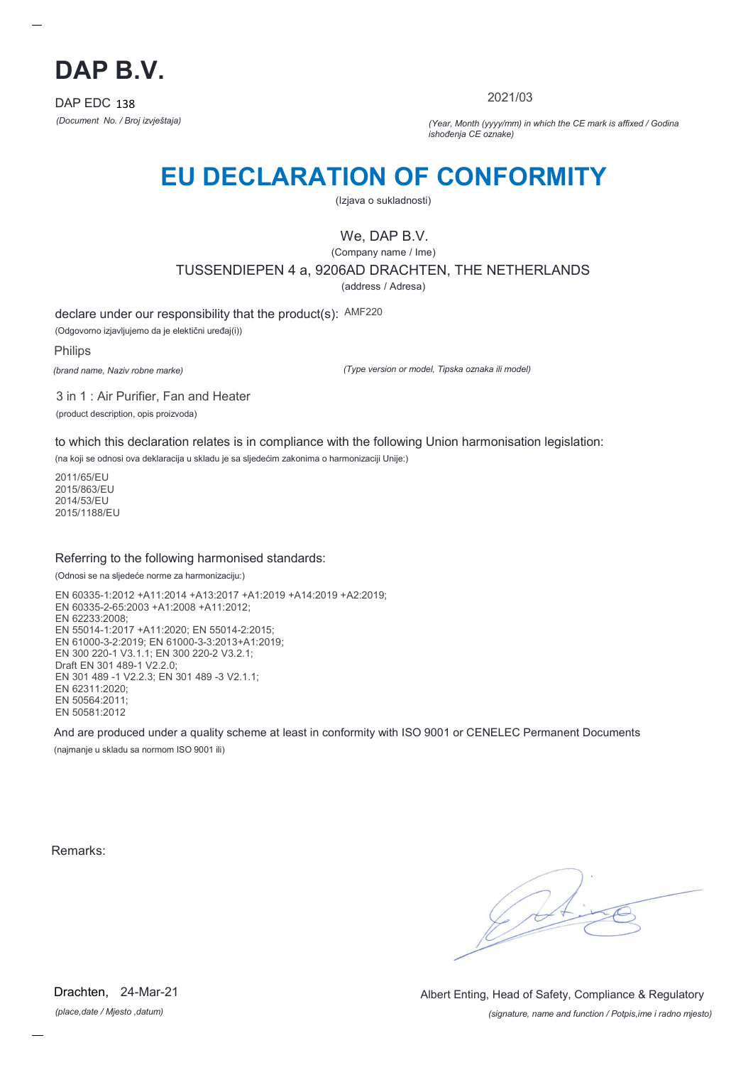# DAP B.V.

DAP EDC 138

*(Document No. / Broj izvještaja)*

2021/03

*(Year, Month (yyyy/mm) in which the CE mark is affixed / Godina ishođenja CE oznake)*

## EU DECLARATION OF CONFORMITY

(Izjava o sukladnosti)

We, DAP B.V.

(Company name / Ime)

TUSSENDIEPEN 4 a, 9206AD DRACHTEN, THE NETHERLANDS

(address / Adresa)

declare under our responsibility that the product(s): AMF220

(Odgovorno izjavljujemo da je elektični uređaj(i))

Philips

*(brand name, Naziv robne marke)*

*(Type version or model, Tipska oznaka ili model)*

3 in 1 : Air Purifier, Fan and Heater

(product description, opis proizvoda)

to which this declaration relates is in compliance with the following Union harmonisation legislation:

(na koji se odnosi ova deklaracija u skladu je sa sljedećim zakonima o harmonizaciji Unije:)

2011/65/EU
2015/863/EU
2014/53/EU
2015/1188/EU

Referring to the following harmonised standards:

(Odnosi se na sljedeće norme za harmonizaciju:)

EN 60335-1:2012 +A11:2014 +A13:2017 +A1:2019 +A14:2019 +A2:2019;
EN 60335-2-65:2003 +A1:2008 +A11:2012;
EN 62233:2008;
EN 55014-1:2017 +A11:2020; EN 55014-2:2015;
EN 61000-3-2:2019; EN 61000-3-3:2013+A1:2019;
EN 300 220-1 V3.1.1; EN 300 220-2 V3.2.1;
Draft EN 301 489-1 V2.2.0;
EN 301 489 -1 V2.2.3; EN 301 489 -3 V2.1.1;
EN 62311:2020;
EN 50564:2011;
EN 50581:2012

And are produced under a quality scheme at least in conformity with ISO 9001 or CENELEC Permanent Documents

(najmanje u skladu sa normom ISO 9001 ili)

Remarks:

Drachten, 24-Mar-21

*(place,date / Mjesto ,datum)*

Albert Enting, Head of Safety, Compliance & Regulatory

*(signature, name and function / Potpis,ime i radno mjesto)*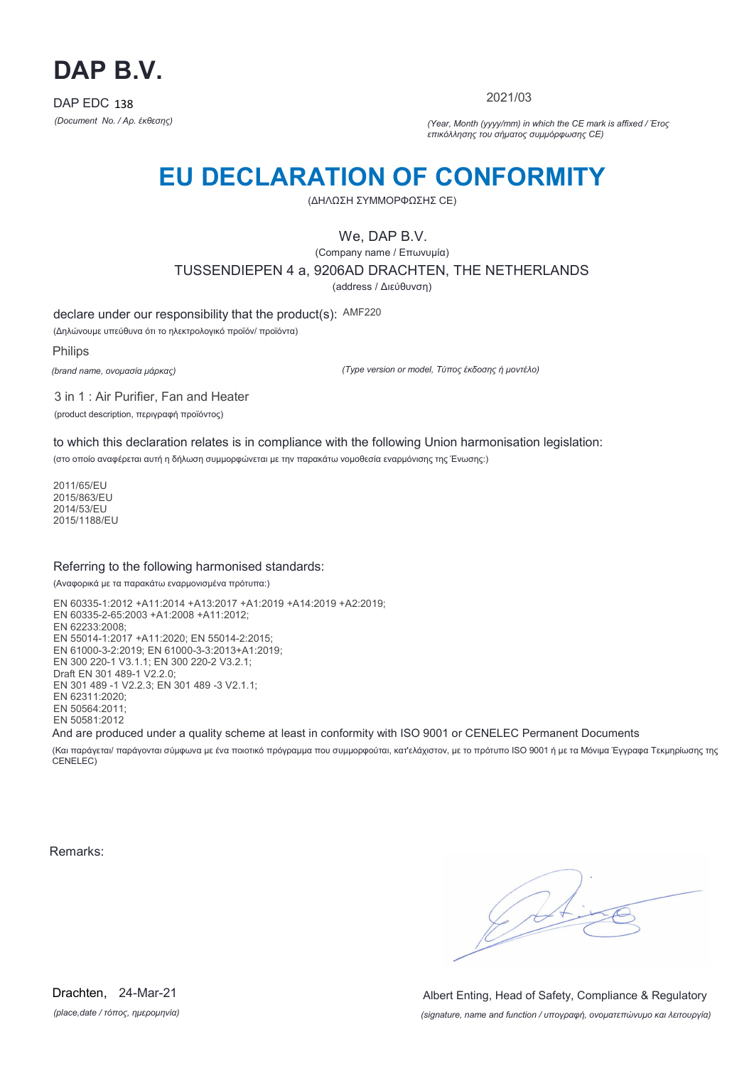# DAP B.V.

DAP EDC 138

*(Document No. / Αρ. έκθεσης)*

2021/03

*(Year, Month (yyyy/mm) in which the CE mark is affixed / Έτος επικόλλησης του σήματος συμμόρφωσης CE)*

# EU DECLARATION OF CONFORMITY

(ΔΗΛΩΣΗ ΣΥΜΜΟΡΦΩΣΗΣ CE)

We, DAP B.V.

(Company name / Επωνυμία)

TUSSENDIEPEN 4 a, 9206AD DRACHTEN, THE NETHERLANDS

(address / Διεύθυνση)

declare under our responsibility that the product(s): AMF220

(Δηλώνουμε υπεύθυνα ότι το ηλεκτρολογικό προϊόν/ προϊόντα)

Philips

*(brand name, ονομασία μάρκας)*

*(Type version or model, Τύπος έκδοσης ή μοντέλο)*

3 in 1 : Air Purifier, Fan and Heater

(product description, περιγραφή προϊόντος)

to which this declaration relates is in compliance with the following Union harmonisation legislation:

(στο οποίο αναφέρεται αυτή η δήλωση συμμορφώνεται με την παρακάτω νομοθεσία εναρμόνισης της Ένωσης:)

2011/65/EU
2015/863/EU
2014/53/EU
2015/1188/EU

Referring to the following harmonised standards:

(Αναφορικά με τα παρακάτω εναρμονισμένα πρότυπα:)

EN 60335-1:2012 +A11:2014 +A13:2017 +A1:2019 +A14:2019 +A2:2019;
EN 60335-2-65:2003 +A1:2008 +A11:2012;
EN 62233:2008;
EN 55014-1:2017 +A11:2020; EN 55014-2:2015;
EN 61000-3-2:2019; EN 61000-3-3:2013+A1:2019;
EN 300 220-1 V3.1.1; EN 300 220-2 V3.2.1;
Draft EN 301 489-1 V2.2.0;
EN 301 489 -1 V2.2.3; EN 301 489 -3 V2.1.1;
EN 62311:2020;
EN 50564:2011;
EN 50581:2012

And are produced under a quality scheme at least in conformity with ISO 9001 or CENELEC Permanent Documents

(Και παράγεται/ παράγονται σύμφωνα με ένα ποιοτικό πρόγραμμα που συμμορφούται, κατ'ελάχιστον, με το πρότυπο ISO 9001 ή με τα Μόνιμα Έγγραφα Τεκμηρίωσης της CENELEC)

Remarks:

Drachten, 24-Mar-21

*(place,date / τόπος, ημερομηνία)*

Albert Enting, Head of Safety, Compliance & Regulatory

*(signature, name and function / υπογραφή, ονοματεπώνυμο και λειτουργία)*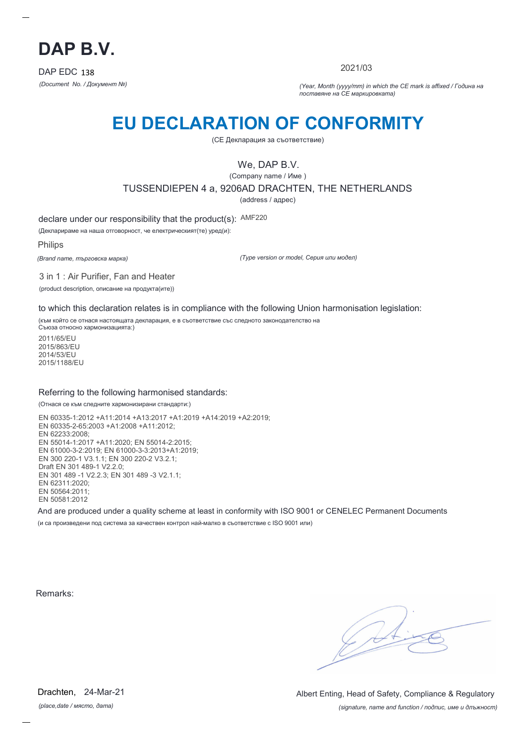# DAP B.V.

DAP EDC 138

*(Document No. / Документ №)*

2021/03

*(Year, Month (yyyy/mm) in which the CE mark is affixed / Година на поставяне на CE маркировката)*

# EU DECLARATION OF CONFORMITY

(CE Декларация за съответствие)

We, DAP B.V.

(Company name / Име )

TUSSENDIEPEN 4 a, 9206AD DRACHTEN, THE NETHERLANDS

(address / адрес)

declare under our responsibility that the product(s): AMF220

(Декларираме на наша отговорност, че електрическият(те) уред(и):

Philips

*(Brand name, търговска марка)*

*(Type version or model, Серия или модел)*

3 in 1 : Air Purifier, Fan and Heater

(product description, описание на продукта(ите))

to which this declaration relates is in compliance with the following Union harmonisation legislation:

(към който се отнася настоящата декларация, е в съответствие със следното законодателство на Съюза относно хармонизацията:)

2011/65/EU
2015/863/EU
2014/53/EU
2015/1188/EU

Referring to the following harmonised standards:

(Отнася се към следните хармонизирани стандарти:)

EN 60335-1:2012 +A11:2014 +A13:2017 +A1:2019 +A14:2019 +A2:2019;
EN 60335-2-65:2003 +A1:2008 +A11:2012;
EN 62233:2008;
EN 55014-1:2017 +A11:2020; EN 55014-2:2015;
EN 61000-3-2:2019; EN 61000-3-3:2013+A1:2019;
EN 300 220-1 V3.1.1; EN 300 220-2 V3.2.1;
Draft EN 301 489-1 V2.2.0;
EN 301 489 -1 V2.2.3; EN 301 489 -3 V2.1.1;
EN 62311:2020;
EN 50564:2011;
EN 50581:2012

And are produced under a quality scheme at least in conformity with ISO 9001 or CENELEC Permanent Documents

(и са произведени под система за качествен контрол най-малко в съответствие с ISO 9001 или)

Remarks:

Drachten, 24-Mar-21

*(place,date / място, дата)*

Albert Enting, Head of Safety, Compliance & Regulatory

*(signature, name and function / подпис, име и длъжност)*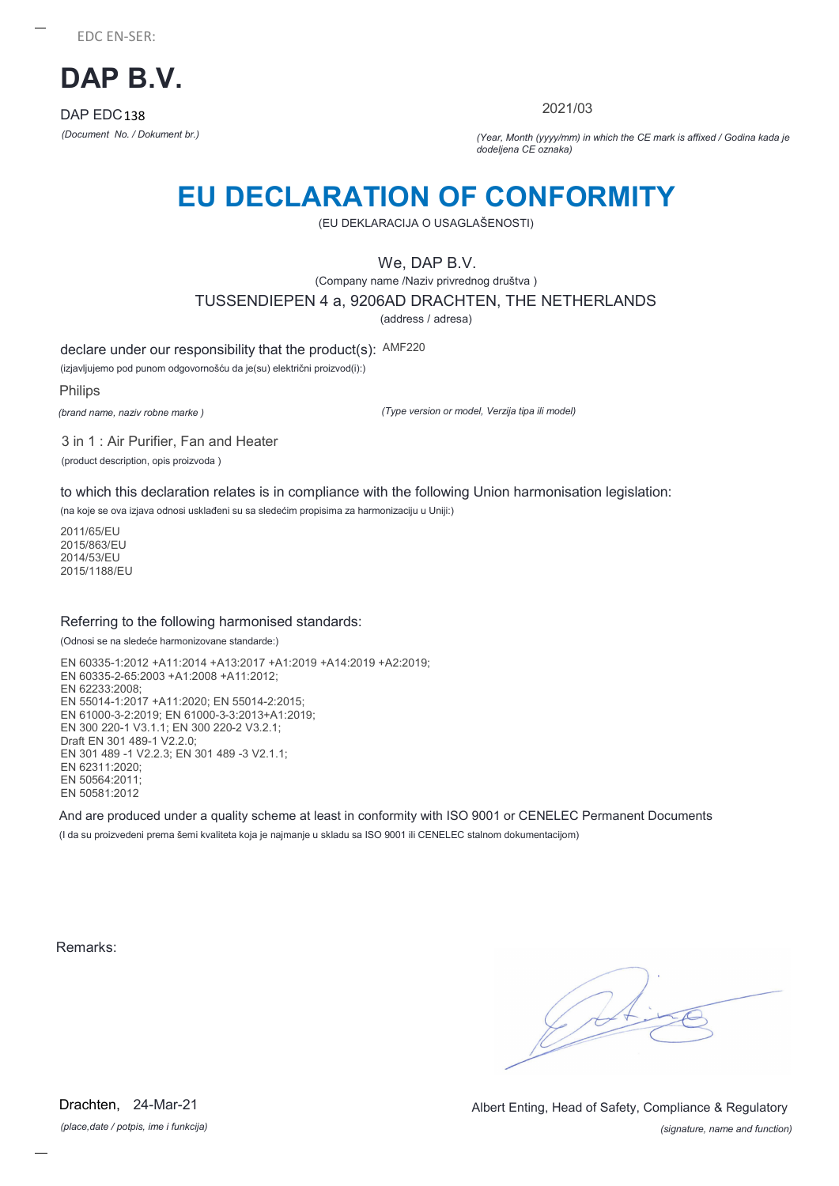EDC EN-SER:

# DAP B.V.

DAP EDC 138

*(Document No. / Dokument br.)*

2021/03

*(Year, Month (yyyy/mm) in which the CE mark is affixed / Godina kada je dodeljena CE oznaka)*

# EU DECLARATION OF CONFORMITY

(EU DEKLARACIJA O USAGLAŠENOSTI)

We, DAP B.V.

(Company name /Naziv privrednog društva )

TUSSENDIEPEN 4 a, 9206AD DRACHTEN, THE NETHERLANDS

(address / adresa)

declare under our responsibility that the product(s): AMF220

(izjavljujemo pod punom odgovornošću da je(su) električni proizvod(i):)

Philips

*(brand name, naziv robne marke )*

*(Type version or model, Verzija tipa ili model)*

3 in 1 : Air Purifier, Fan and Heater

(product description, opis proizvoda )

to which this declaration relates is in compliance with the following Union harmonisation legislation:

(na koje se ova izjava odnosi usklađeni su sa sledećim propisima za harmonizaciju u Uniji:)

2011/65/EU
2015/863/EU
2014/53/EU
2015/1188/EU

Referring to the following harmonised standards:

(Odnosi se na sledeće harmonizovane standarde:)

EN 60335-1:2012 +A11:2014 +A13:2017 +A1:2019 +A14:2019 +A2:2019;
EN 60335-2-65:2003 +A1:2008 +A11:2012;
EN 62233:2008;
EN 55014-1:2017 +A11:2020; EN 55014-2:2015;
EN 61000-3-2:2019; EN 61000-3-3:2013+A1:2019;
EN 300 220-1 V3.1.1; EN 300 220-2 V3.2.1;
Draft EN 301 489-1 V2.2.0;
EN 301 489 -1 V2.2.3; EN 301 489 -3 V2.1.1;
EN 62311:2020;
EN 50564:2011;
EN 50581:2012

And are produced under a quality scheme at least in conformity with ISO 9001 or CENELEC Permanent Documents

(I da su proizvedeni prema šemi kvaliteta koja je najmanje u skladu sa ISO 9001 ili CENELEC stalnom dokumentacijom)

Remarks:

Drachten, 24-Mar-21

*(place,date / potpis, ime i funkcija)*

Albert Enting, Head of Safety, Compliance & Regulatory

*(signature, name and function)*